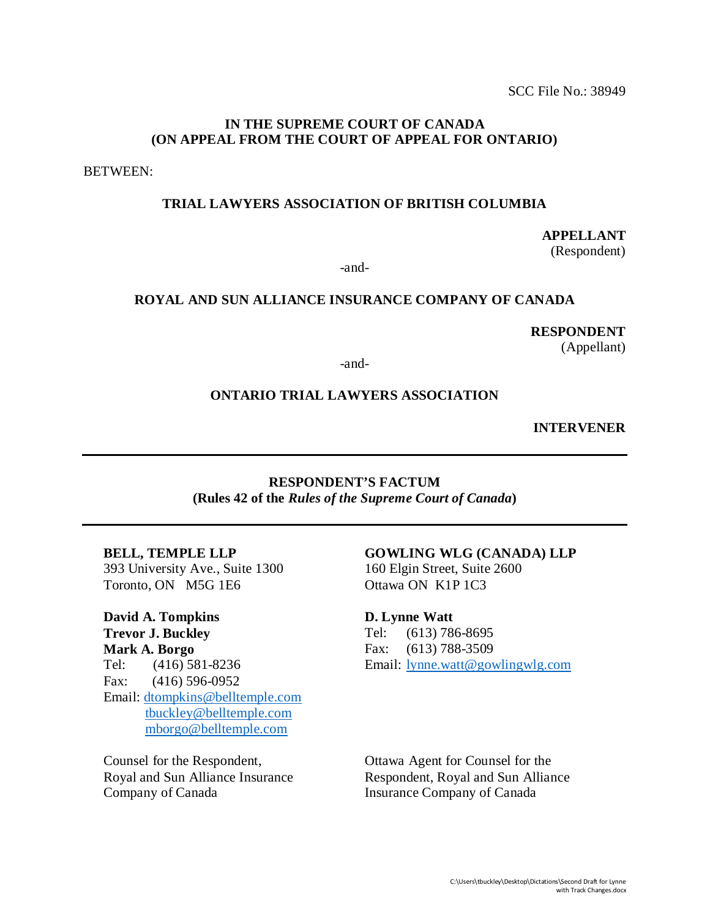SCC File No.: 38949

**IN THE SUPREME COURT OF CANADA**
**(ON APPEAL FROM THE COURT OF APPEAL FOR ONTARIO)**

BETWEEN:

**TRIAL LAWYERS ASSOCIATION OF BRITISH COLUMBIA**

**APPELLANT**
(Respondent)

-and-

**ROYAL AND SUN ALLIANCE INSURANCE COMPANY OF CANADA**

**RESPONDENT**
(Appellant)

-and-

**ONTARIO TRIAL LAWYERS ASSOCIATION**

**INTERVENER**

---

**RESPONDENT'S FACTUM**
**(Rules 42 of the *Rules of the Supreme Court of Canada*)**

---

**BELL, TEMPLE LLP**
393 University Ave., Suite 1300
Toronto, ON M5G 1E6

**David A. Tompkins**
**Trevor J. Buckley**
**Mark A. Borgo**
Tel: (416) 581-8236
Fax: (416) 596-0952
Email: dtompkins@belltemple.com
tbuckley@belltemple.com
mborgo@belltemple.com

Counsel for the Respondent, Royal and Sun Alliance Insurance Company of Canada

**GOWLING WLG (CANADA) LLP**
160 Elgin Street, Suite 2600
Ottawa ON K1P 1C3

**D. Lynne Watt**
Tel: (613) 786-8695
Fax: (613) 788-3509
Email: lynne.watt@gowlingwlg.com

Ottawa Agent for Counsel for the Respondent, Royal and Sun Alliance Insurance Company of Canada

C:\Users\tbuckley\Desktop\Dictations\Second Draft for Lynne with Track Changes.docx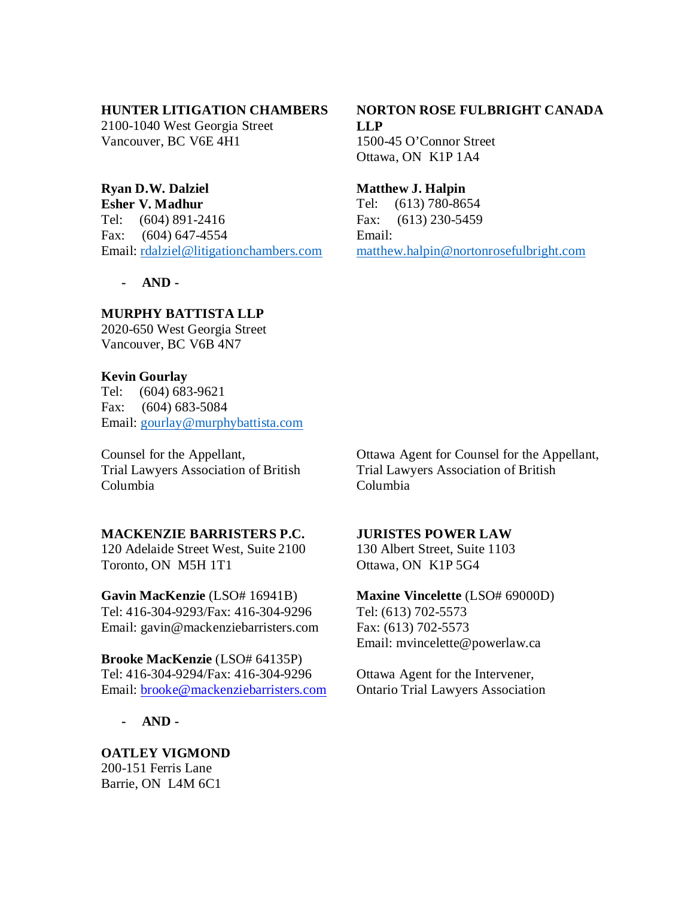**HUNTER LITIGATION CHAMBERS**
2100-1040 West Georgia Street
Vancouver, BC V6E 4H1

**Ryan D.W. Dalziel**
**Esher V. Madhur**
Tel: (604) 891-2416
Fax: (604) 647-4554
Email: rdalziel@litigationchambers.com

\- **AND** -

**MURPHY BATTISTA LLP**
2020-650 West Georgia Street
Vancouver, BC V6B 4N7

**Kevin Gourlay**
Tel: (604) 683-9621
Fax: (604) 683-5084
Email: gourlay@murphybattista.com

Counsel for the Appellant,
Trial Lawyers Association of British Columbia

**NORTON ROSE FULBRIGHT CANADA LLP**
1500-45 O'Connor Street
Ottawa, ON K1P 1A4

**Matthew J. Halpin**
Tel: (613) 780-8654
Fax: (613) 230-5459
Email:
matthew.halpin@nortonrosefulbright.com

Ottawa Agent for Counsel for the Appellant,
Trial Lawyers Association of British Columbia

**MACKENZIE BARRISTERS P.C.**
120 Adelaide Street West, Suite 2100
Toronto, ON M5H 1T1

**Gavin MacKenzie** (LSO# 16941B)
Tel: 416-304-9293/Fax: 416-304-9296
Email: gavin@mackenziebarristers.com

**Brooke MacKenzie** (LSO# 64135P)
Tel: 416-304-9294/Fax: 416-304-9296
Email: brooke@mackenziebarristers.com

\- **AND** -

**OATLEY VIGMOND**
200-151 Ferris Lane
Barrie, ON L4M 6C1

**JURISTES POWER LAW**
130 Albert Street, Suite 1103
Ottawa, ON K1P 5G4

**Maxine Vincelette** (LSO# 69000D)
Tel: (613) 702-5573
Fax: (613) 702-5573
Email: mvincelette@powerlaw.ca

Ottawa Agent for the Intervener,
Ontario Trial Lawyers Association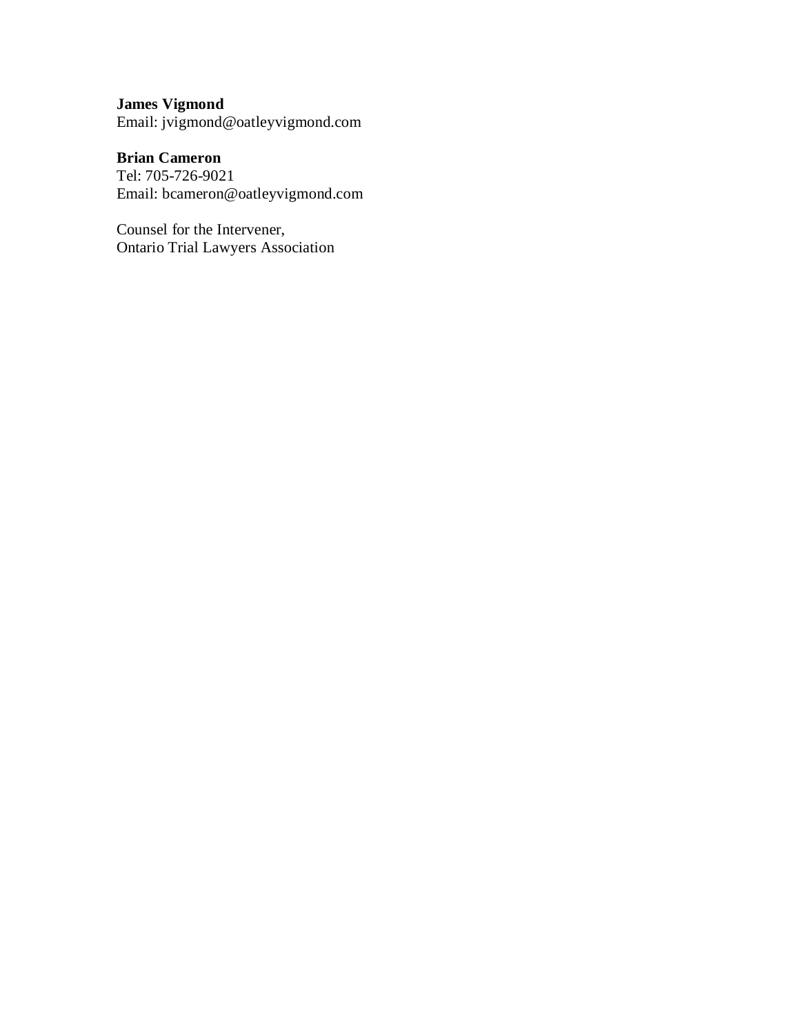**James Vigmond**
Email: jvigmond@oatleyvigmond.com

**Brian Cameron**
Tel: 705-726-9021
Email: bcameron@oatleyvigmond.com

Counsel for the Intervener,
Ontario Trial Lawyers Association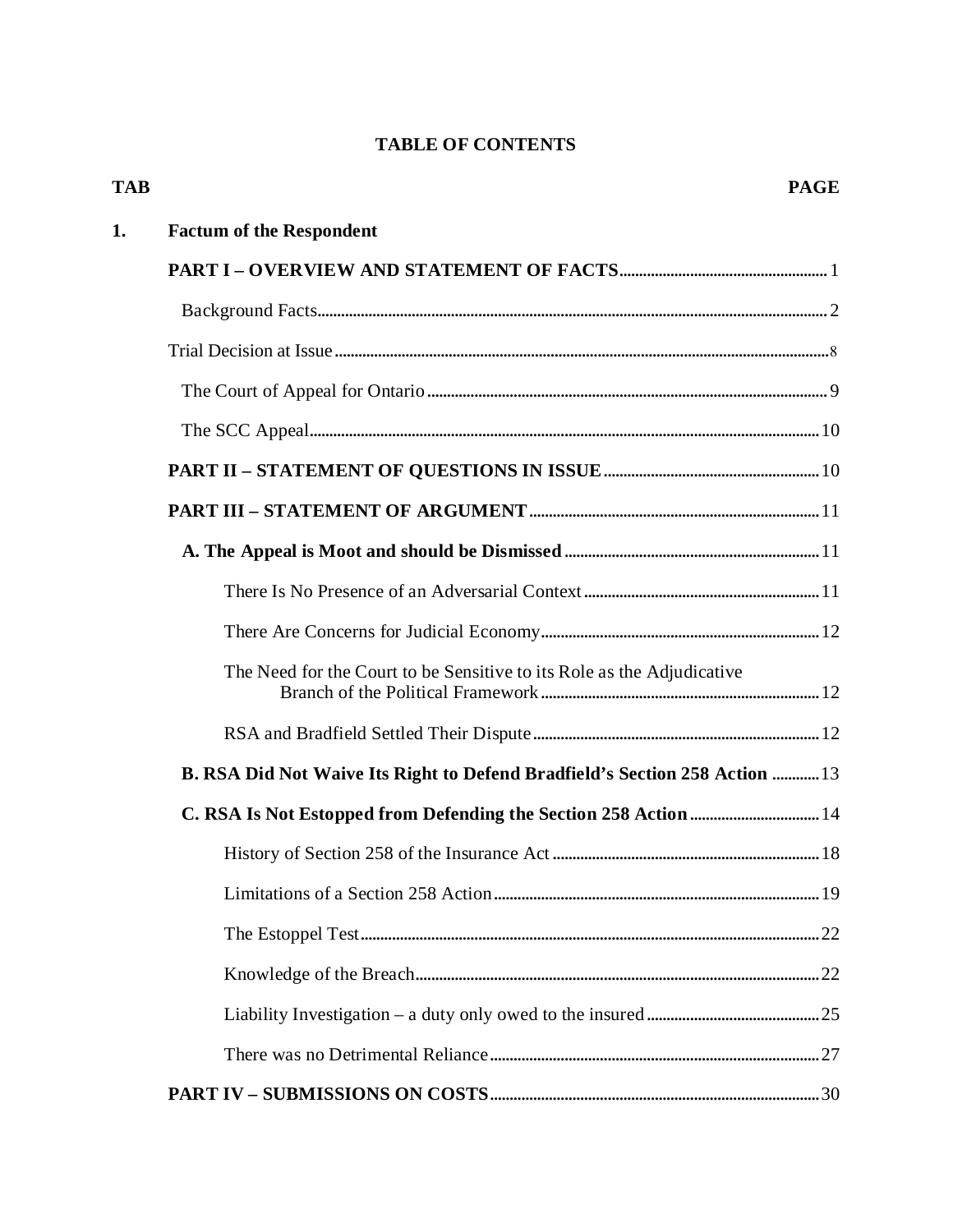**TABLE OF CONTENTS**

| TAB | | PAGE |
|---|---|---|
| **1.** | **Factum of the Respondent** | |
| | **PART I – OVERVIEW AND STATEMENT OF FACTS** | 1 |
| | Background Facts | 2 |
| | Trial Decision at Issue | 8 |
| | The Court of Appeal for Ontario | 9 |
| | The SCC Appeal | 10 |
| | **PART II – STATEMENT OF QUESTIONS IN ISSUE** | 10 |
| | **PART III – STATEMENT OF ARGUMENT** | 11 |
| | **A. The Appeal is Moot and should be Dismissed** | 11 |
| | There Is No Presence of an Adversarial Context | 11 |
| | There Are Concerns for Judicial Economy | 12 |
| | The Need for the Court to be Sensitive to its Role as the Adjudicative Branch of the Political Framework | 12 |
| | RSA and Bradfield Settled Their Dispute | 12 |
| | **B. RSA Did Not Waive Its Right to Defend Bradfield's Section 258 Action** | 13 |
| | **C. RSA Is Not Estopped from Defending the Section 258 Action** | 14 |
| | History of Section 258 of the Insurance Act | 18 |
| | Limitations of a Section 258 Action | 19 |
| | The Estoppel Test | 22 |
| | Knowledge of the Breach | 22 |
| | Liability Investigation – a duty only owed to the insured | 25 |
| | There was no Detrimental Reliance | 27 |
| | **PART IV – SUBMISSIONS ON COSTS** | 30 |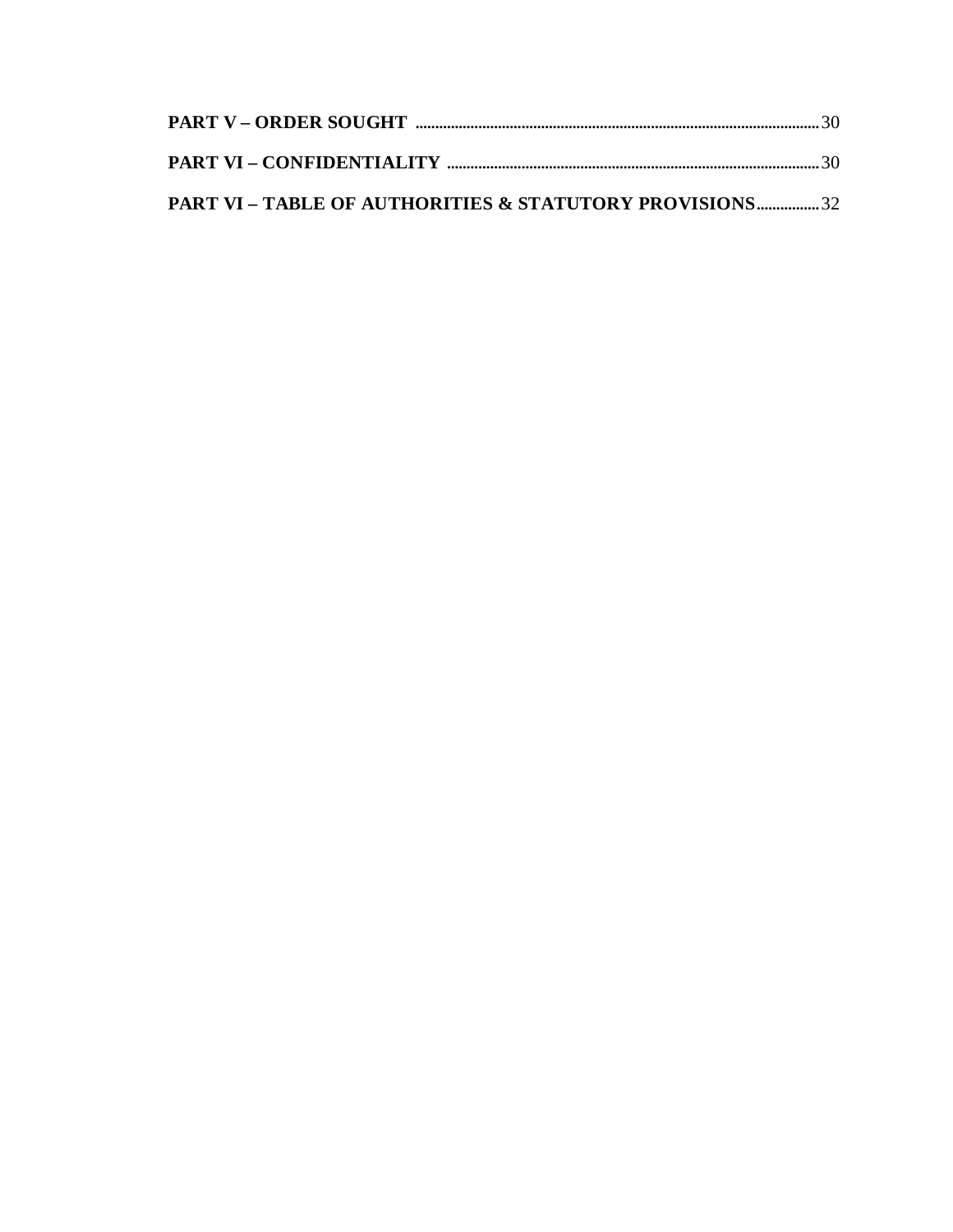**PART V – ORDER SOUGHT** ........................................................................................................ 30

**PART VI – CONFIDENTIALITY** ................................................................................................ 30

**PART VI – TABLE OF AUTHORITIES & STATUTORY PROVISIONS** ................ 32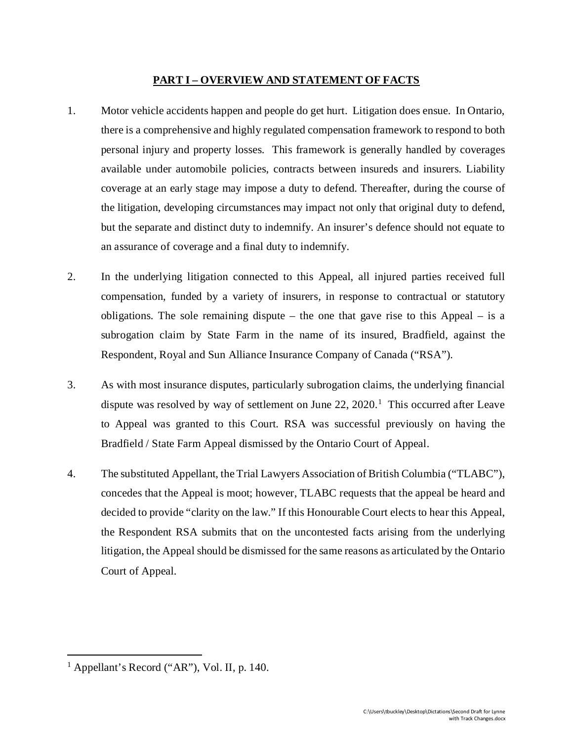## **PART I – OVERVIEW AND STATEMENT OF FACTS**

1. Motor vehicle accidents happen and people do get hurt. Litigation does ensue. In Ontario, there is a comprehensive and highly regulated compensation framework to respond to both personal injury and property losses. This framework is generally handled by coverages available under automobile policies, contracts between insureds and insurers. Liability coverage at an early stage may impose a duty to defend. Thereafter, during the course of the litigation, developing circumstances may impact not only that original duty to defend, but the separate and distinct duty to indemnify. An insurer's defence should not equate to an assurance of coverage and a final duty to indemnify.

2. In the underlying litigation connected to this Appeal, all injured parties received full compensation, funded by a variety of insurers, in response to contractual or statutory obligations. The sole remaining dispute – the one that gave rise to this Appeal – is a subrogation claim by State Farm in the name of its insured, Bradfield, against the Respondent, Royal and Sun Alliance Insurance Company of Canada ("RSA").

3. As with most insurance disputes, particularly subrogation claims, the underlying financial dispute was resolved by way of settlement on June 22, 2020.[1] This occurred after Leave to Appeal was granted to this Court. RSA was successful previously on having the Bradfield / State Farm Appeal dismissed by the Ontario Court of Appeal.

4. The substituted Appellant, the Trial Lawyers Association of British Columbia ("TLABC"), concedes that the Appeal is moot; however, TLABC requests that the appeal be heard and decided to provide "clarity on the law." If this Honourable Court elects to hear this Appeal, the Respondent RSA submits that on the uncontested facts arising from the underlying litigation, the Appeal should be dismissed for the same reasons as articulated by the Ontario Court of Appeal.

---

[1] Appellant's Record ("AR"), Vol. II, p. 140.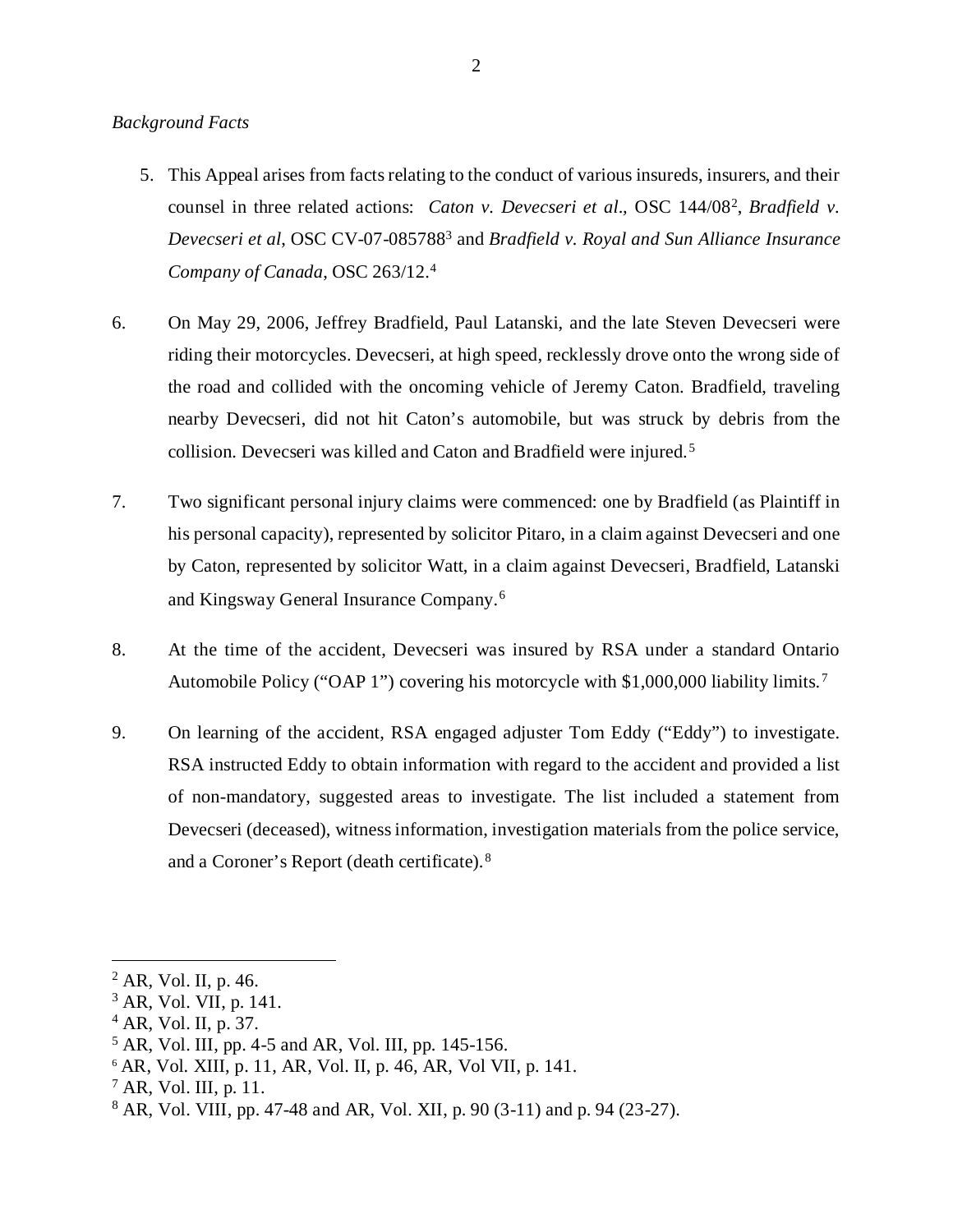*Background Facts*

5. This Appeal arises from facts relating to the conduct of various insureds, insurers, and their counsel in three related actions: *Caton v. Devecseri et al*., OSC 144/08[2], *Bradfield v. Devecseri et al*, OSC CV-07-085788[3] and *Bradfield v. Royal and Sun Alliance Insurance Company of Canada*, OSC 263/12.[4]

6. On May 29, 2006, Jeffrey Bradfield, Paul Latanski, and the late Steven Devecseri were riding their motorcycles. Devecseri, at high speed, recklessly drove onto the wrong side of the road and collided with the oncoming vehicle of Jeremy Caton. Bradfield, traveling nearby Devecseri, did not hit Caton's automobile, but was struck by debris from the collision. Devecseri was killed and Caton and Bradfield were injured.[5]

7. Two significant personal injury claims were commenced: one by Bradfield (as Plaintiff in his personal capacity), represented by solicitor Pitaro, in a claim against Devecseri and one by Caton, represented by solicitor Watt, in a claim against Devecseri, Bradfield, Latanski and Kingsway General Insurance Company.[6]

8. At the time of the accident, Devecseri was insured by RSA under a standard Ontario Automobile Policy ("OAP 1") covering his motorcycle with $1,000,000 liability limits.[7]

9. On learning of the accident, RSA engaged adjuster Tom Eddy ("Eddy") to investigate. RSA instructed Eddy to obtain information with regard to the accident and provided a list of non-mandatory, suggested areas to investigate. The list included a statement from Devecseri (deceased), witness information, investigation materials from the police service, and a Coroner's Report (death certificate).[8]

---

[2] AR, Vol. II, p. 46.
[3] AR, Vol. VII, p. 141.
[4] AR, Vol. II, p. 37.
[5] AR, Vol. III, pp. 4-5 and AR, Vol. III, pp. 145-156.
[6] AR, Vol. XIII, p. 11, AR, Vol. II, p. 46, AR, Vol VII, p. 141.
[7] AR, Vol. III, p. 11.
[8] AR, Vol. VIII, pp. 47-48 and AR, Vol. XII, p. 90 (3-11) and p. 94 (23-27).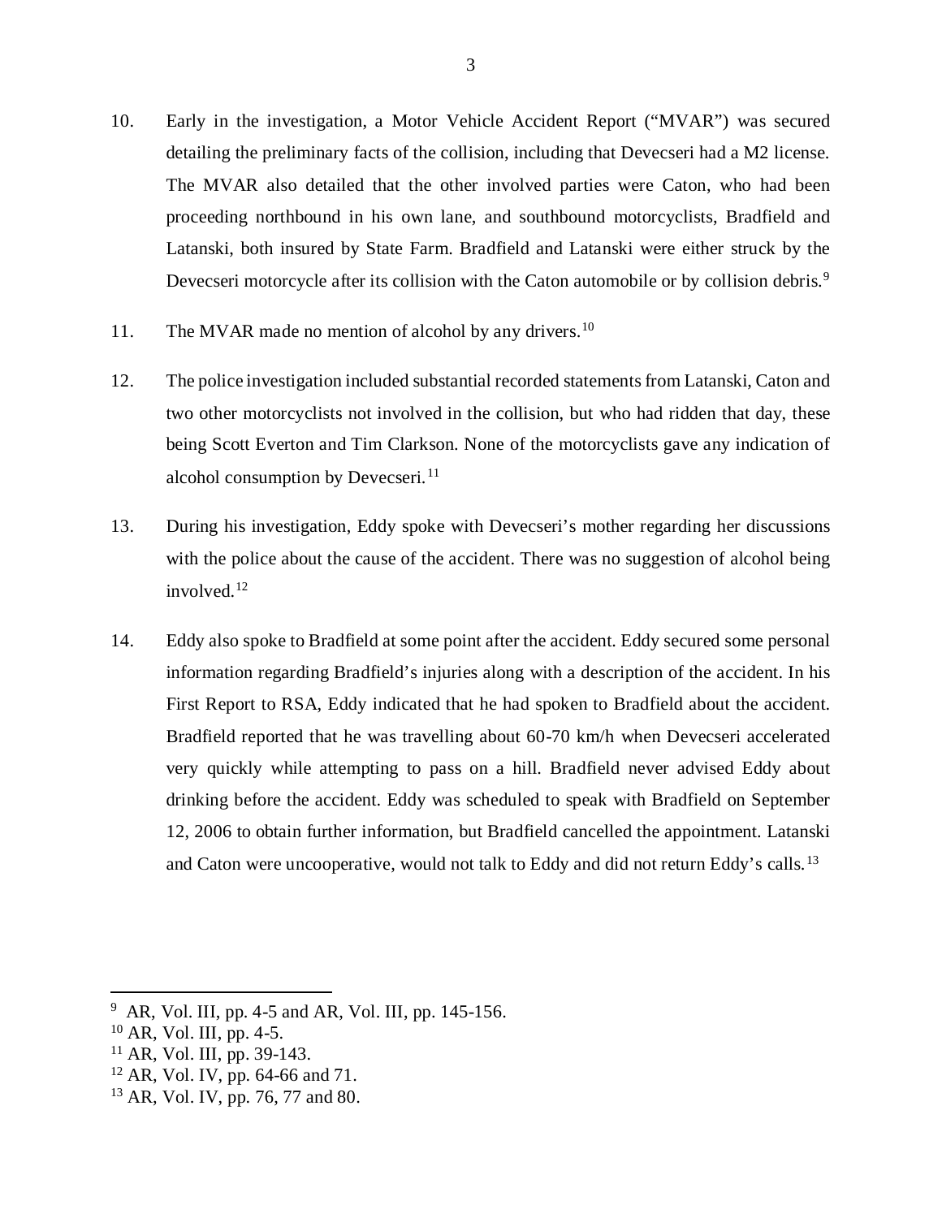10. Early in the investigation, a Motor Vehicle Accident Report ("MVAR") was secured detailing the preliminary facts of the collision, including that Devecseri had a M2 license. The MVAR also detailed that the other involved parties were Caton, who had been proceeding northbound in his own lane, and southbound motorcyclists, Bradfield and Latanski, both insured by State Farm. Bradfield and Latanski were either struck by the Devecseri motorcycle after its collision with the Caton automobile or by collision debris.[9]

11. The MVAR made no mention of alcohol by any drivers.[10]

12. The police investigation included substantial recorded statements from Latanski, Caton and two other motorcyclists not involved in the collision, but who had ridden that day, these being Scott Everton and Tim Clarkson. None of the motorcyclists gave any indication of alcohol consumption by Devecseri.[11]

13. During his investigation, Eddy spoke with Devecseri's mother regarding her discussions with the police about the cause of the accident. There was no suggestion of alcohol being involved.[12]

14. Eddy also spoke to Bradfield at some point after the accident. Eddy secured some personal information regarding Bradfield's injuries along with a description of the accident. In his First Report to RSA, Eddy indicated that he had spoken to Bradfield about the accident. Bradfield reported that he was travelling about 60-70 km/h when Devecseri accelerated very quickly while attempting to pass on a hill. Bradfield never advised Eddy about drinking before the accident. Eddy was scheduled to speak with Bradfield on September 12, 2006 to obtain further information, but Bradfield cancelled the appointment. Latanski and Caton were uncooperative, would not talk to Eddy and did not return Eddy's calls.[13]

---

[9] AR, Vol. III, pp. 4-5 and AR, Vol. III, pp. 145-156.

[10] AR, Vol. III, pp. 4-5.

[11] AR, Vol. III, pp. 39-143.

[12] AR, Vol. IV, pp. 64-66 and 71.

[13] AR, Vol. IV, pp. 76, 77 and 80.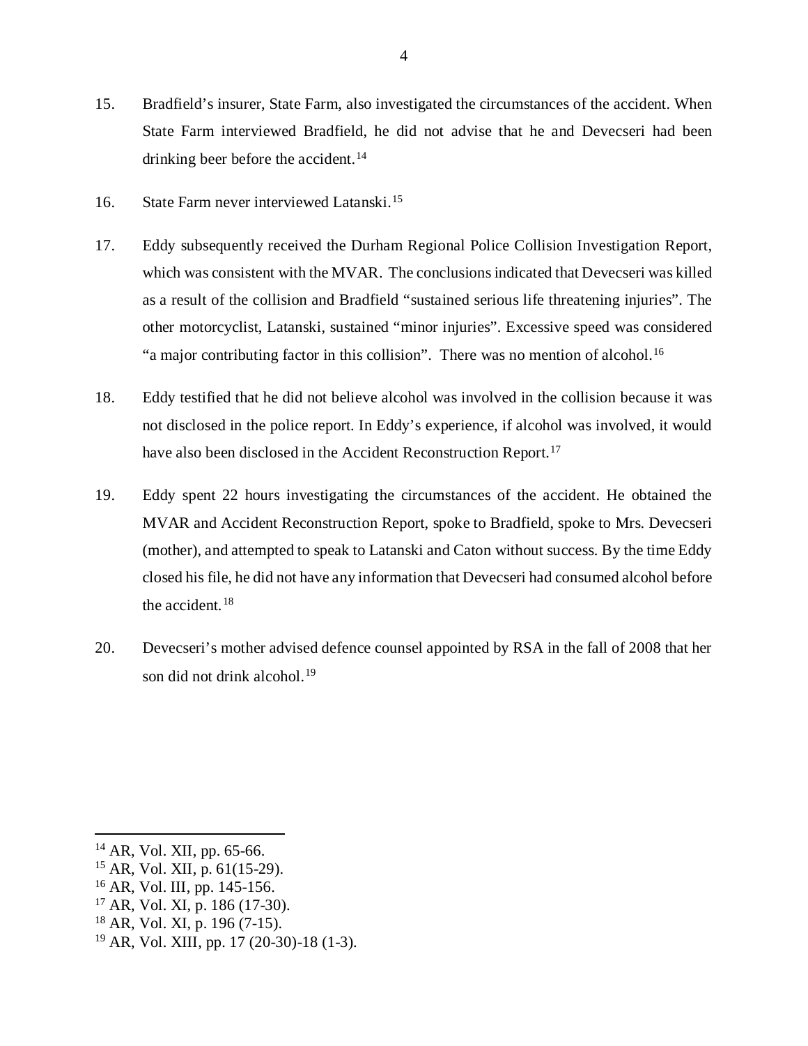15. Bradfield's insurer, State Farm, also investigated the circumstances of the accident. When State Farm interviewed Bradfield, he did not advise that he and Devecseri had been drinking beer before the accident.[14]

16. State Farm never interviewed Latanski.[15]

17. Eddy subsequently received the Durham Regional Police Collision Investigation Report, which was consistent with the MVAR. The conclusions indicated that Devecseri was killed as a result of the collision and Bradfield "sustained serious life threatening injuries". The other motorcyclist, Latanski, sustained "minor injuries". Excessive speed was considered "a major contributing factor in this collision". There was no mention of alcohol.[16]

18. Eddy testified that he did not believe alcohol was involved in the collision because it was not disclosed in the police report. In Eddy's experience, if alcohol was involved, it would have also been disclosed in the Accident Reconstruction Report.[17]

19. Eddy spent 22 hours investigating the circumstances of the accident. He obtained the MVAR and Accident Reconstruction Report, spoke to Bradfield, spoke to Mrs. Devecseri (mother), and attempted to speak to Latanski and Caton without success. By the time Eddy closed his file, he did not have any information that Devecseri had consumed alcohol before the accident.[18]

20. Devecseri's mother advised defence counsel appointed by RSA in the fall of 2008 that her son did not drink alcohol.[19]

---

[14] AR, Vol. XII, pp. 65-66.
[15] AR, Vol. XII, p. 61(15-29).
[16] AR, Vol. III, pp. 145-156.
[17] AR, Vol. XI, p. 186 (17-30).
[18] AR, Vol. XI, p. 196 (7-15).
[19] AR, Vol. XIII, pp. 17 (20-30)-18 (1-3).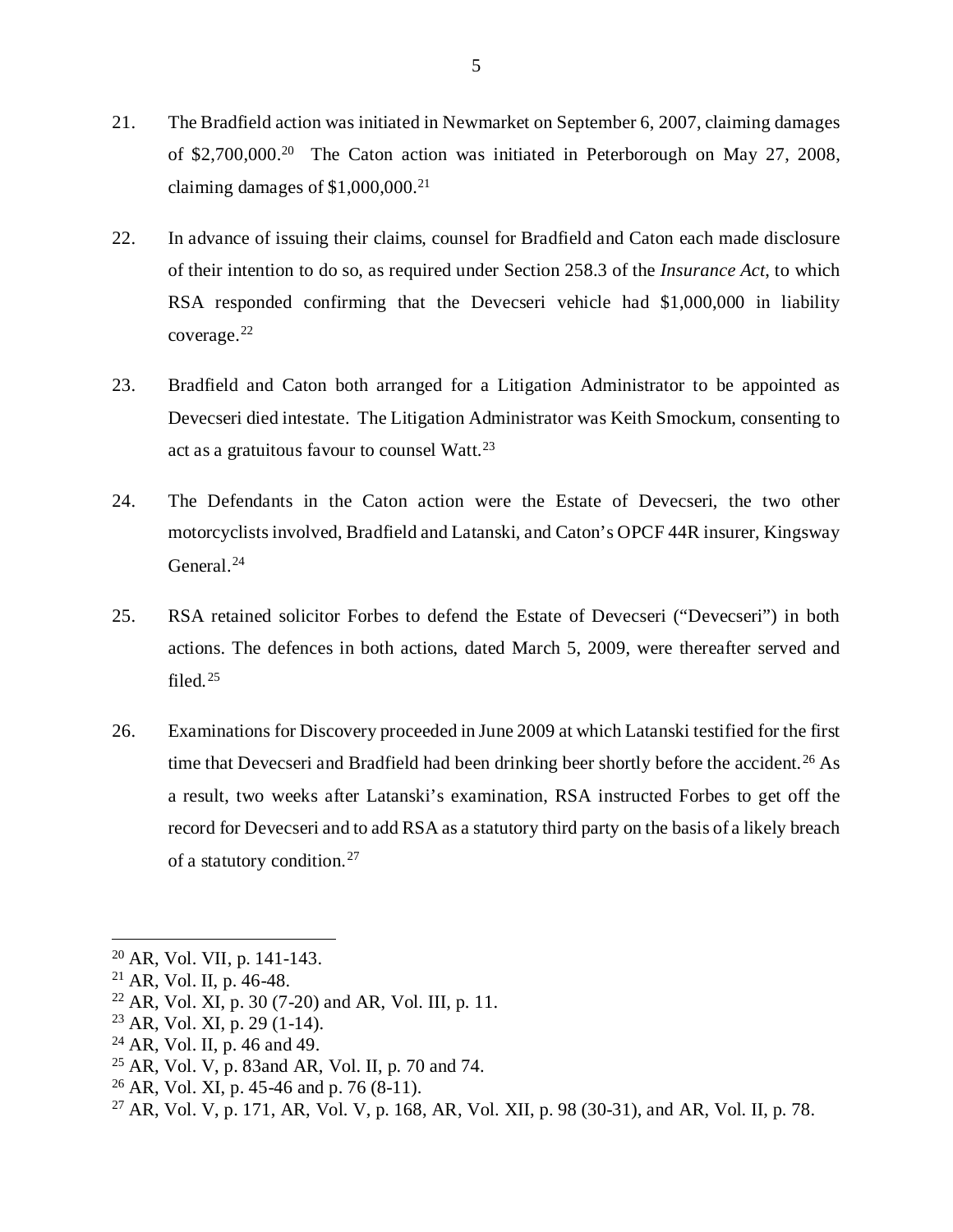21. The Bradfield action was initiated in Newmarket on September 6, 2007, claiming damages of $2,700,000.[20] The Caton action was initiated in Peterborough on May 27, 2008, claiming damages of $1,000,000.[21]

22. In advance of issuing their claims, counsel for Bradfield and Caton each made disclosure of their intention to do so, as required under Section 258.3 of the *Insurance Act*, to which RSA responded confirming that the Devecseri vehicle had $1,000,000 in liability coverage.[22]

23. Bradfield and Caton both arranged for a Litigation Administrator to be appointed as Devecseri died intestate. The Litigation Administrator was Keith Smockum, consenting to act as a gratuitous favour to counsel Watt.[23]

24. The Defendants in the Caton action were the Estate of Devecseri, the two other motorcyclists involved, Bradfield and Latanski, and Caton's OPCF 44R insurer, Kingsway General.[24]

25. RSA retained solicitor Forbes to defend the Estate of Devecseri ("Devecseri") in both actions. The defences in both actions, dated March 5, 2009, were thereafter served and filed.[25]

26. Examinations for Discovery proceeded in June 2009 at which Latanski testified for the first time that Devecseri and Bradfield had been drinking beer shortly before the accident.[26] As a result, two weeks after Latanski's examination, RSA instructed Forbes to get off the record for Devecseri and to add RSA as a statutory third party on the basis of a likely breach of a statutory condition.[27]

---

[20] AR, Vol. VII, p. 141-143.

[21] AR, Vol. II, p. 46-48.

[22] AR, Vol. XI, p. 30 (7-20) and AR, Vol. III, p. 11.

[23] AR, Vol. XI, p. 29 (1-14).

[24] AR, Vol. II, p. 46 and 49.

[25] AR, Vol. V, p. 83and AR, Vol. II, p. 70 and 74.

[26] AR, Vol. XI, p. 45-46 and p. 76 (8-11).

[27] AR, Vol. V, p. 171, AR, Vol. V, p. 168, AR, Vol. XII, p. 98 (30-31), and AR, Vol. II, p. 78.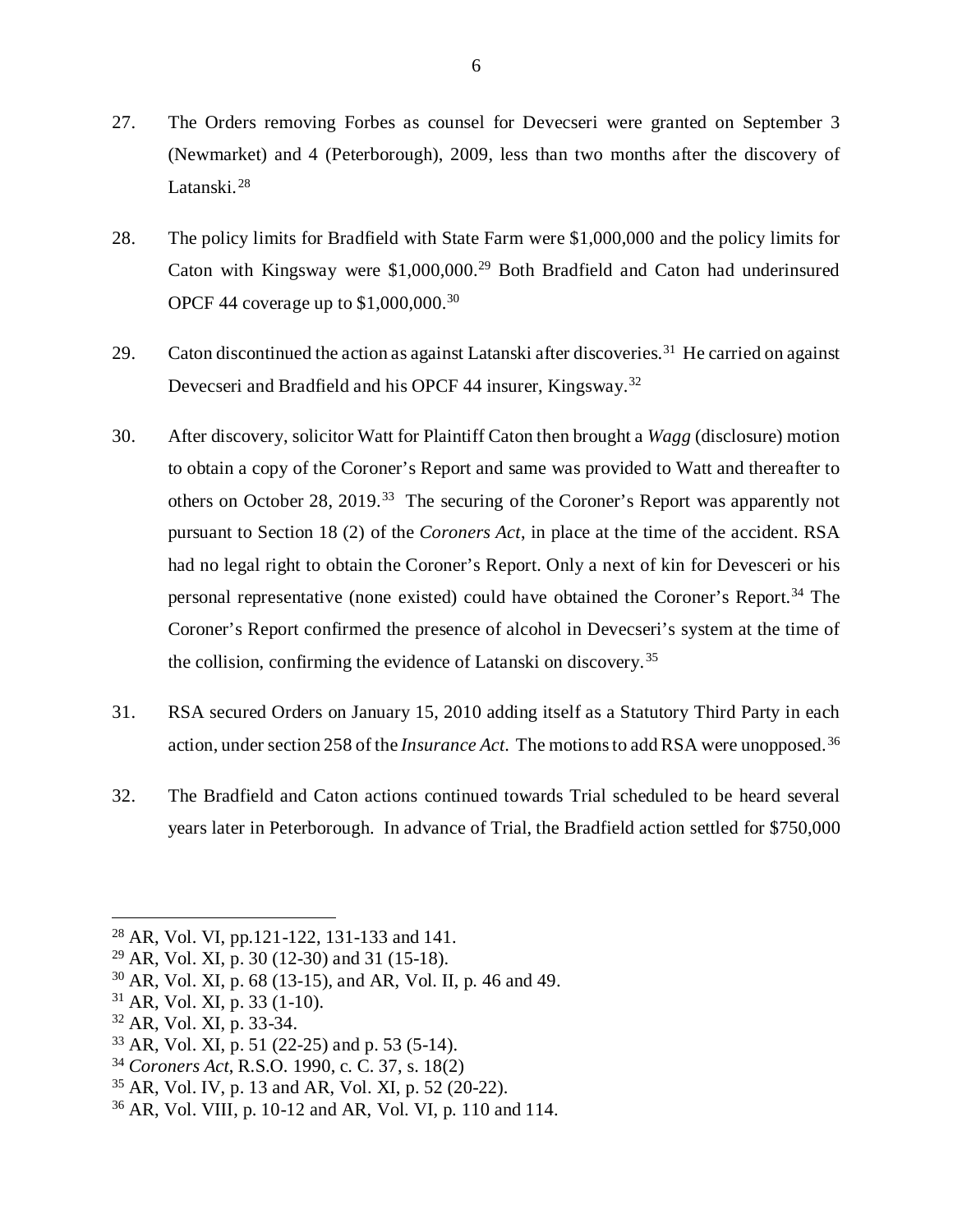27. The Orders removing Forbes as counsel for Devecseri were granted on September 3 (Newmarket) and 4 (Peterborough), 2009, less than two months after the discovery of Latanski.[28]

28. The policy limits for Bradfield with State Farm were $1,000,000 and the policy limits for Caton with Kingsway were $1,000,000.[29] Both Bradfield and Caton had underinsured OPCF 44 coverage up to $1,000,000.[30]

29. Caton discontinued the action as against Latanski after discoveries.[31] He carried on against Devecseri and Bradfield and his OPCF 44 insurer, Kingsway.[32]

30. After discovery, solicitor Watt for Plaintiff Caton then brought a *Wagg* (disclosure) motion to obtain a copy of the Coroner's Report and same was provided to Watt and thereafter to others on October 28, 2019.[33] The securing of the Coroner's Report was apparently not pursuant to Section 18 (2) of the *Coroners Act*, in place at the time of the accident. RSA had no legal right to obtain the Coroner's Report. Only a next of kin for Devesceri or his personal representative (none existed) could have obtained the Coroner's Report.[34] The Coroner's Report confirmed the presence of alcohol in Devecseri's system at the time of the collision, confirming the evidence of Latanski on discovery.[35]

31. RSA secured Orders on January 15, 2010 adding itself as a Statutory Third Party in each action, under section 258 of the *Insurance Act*. The motions to add RSA were unopposed.[36]

32. The Bradfield and Caton actions continued towards Trial scheduled to be heard several years later in Peterborough. In advance of Trial, the Bradfield action settled for $750,000

---

[28] AR, Vol. VI, pp.121-122, 131-133 and 141.

[29] AR, Vol. XI, p. 30 (12-30) and 31 (15-18).

[30] AR, Vol. XI, p. 68 (13-15), and AR, Vol. II, p. 46 and 49.

[31] AR, Vol. XI, p. 33 (1-10).

[32] AR, Vol. XI, p. 33-34.

[33] AR, Vol. XI, p. 51 (22-25) and p. 53 (5-14).

[34] *Coroners Act*, R.S.O. 1990, c. C. 37, s. 18(2)

[35] AR, Vol. IV, p. 13 and AR, Vol. XI, p. 52 (20-22).

[36] AR, Vol. VIII, p. 10-12 and AR, Vol. VI, p. 110 and 114.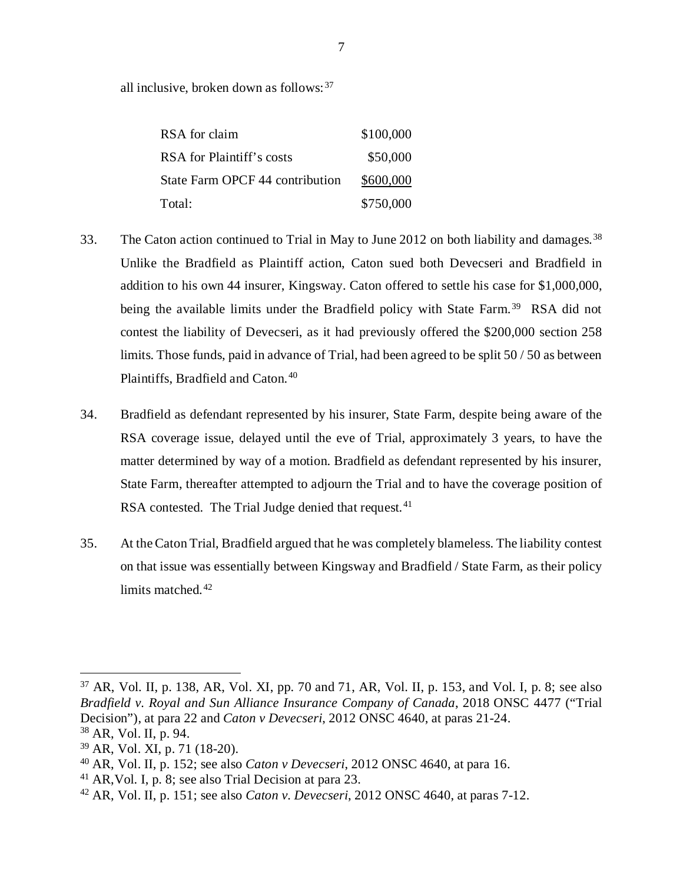all inclusive, broken down as follows:[37]

| | |
|---|---|
| RSA for claim | \$100,000 |
| RSA for Plaintiff's costs | \$50,000 |
| State Farm OPCF 44 contribution | \$600,000 |
| Total: | \$750,000 |

33. The Caton action continued to Trial in May to June 2012 on both liability and damages.[38] Unlike the Bradfield as Plaintiff action, Caton sued both Devecseri and Bradfield in addition to his own 44 insurer, Kingsway. Caton offered to settle his case for \$1,000,000, being the available limits under the Bradfield policy with State Farm.[39] RSA did not contest the liability of Devecseri, as it had previously offered the \$200,000 section 258 limits. Those funds, paid in advance of Trial, had been agreed to be split 50 / 50 as between Plaintiffs, Bradfield and Caton.[40]

34. Bradfield as defendant represented by his insurer, State Farm, despite being aware of the RSA coverage issue, delayed until the eve of Trial, approximately 3 years, to have the matter determined by way of a motion. Bradfield as defendant represented by his insurer, State Farm, thereafter attempted to adjourn the Trial and to have the coverage position of RSA contested. The Trial Judge denied that request.[41]

35. At the Caton Trial, Bradfield argued that he was completely blameless. The liability contest on that issue was essentially between Kingsway and Bradfield / State Farm, as their policy limits matched.[42]

---

[37] AR, Vol. II, p. 138, AR, Vol. XI, pp. 70 and 71, AR, Vol. II, p. 153, and Vol. I, p. 8; see also *Bradfield v. Royal and Sun Alliance Insurance Company of Canada*, 2018 ONSC 4477 ("Trial Decision"), at para 22 and *Caton v Devecseri*, 2012 ONSC 4640, at paras 21-24.

[38] AR, Vol. II, p. 94.

[39] AR, Vol. XI, p. 71 (18-20).

[40] AR, Vol. II, p. 152; see also *Caton v Devecseri*, 2012 ONSC 4640, at para 16.

[41] AR, Vol. I, p. 8; see also Trial Decision at para 23.

[42] AR, Vol. II, p. 151; see also *Caton v. Devecseri*, 2012 ONSC 4640, at paras 7-12.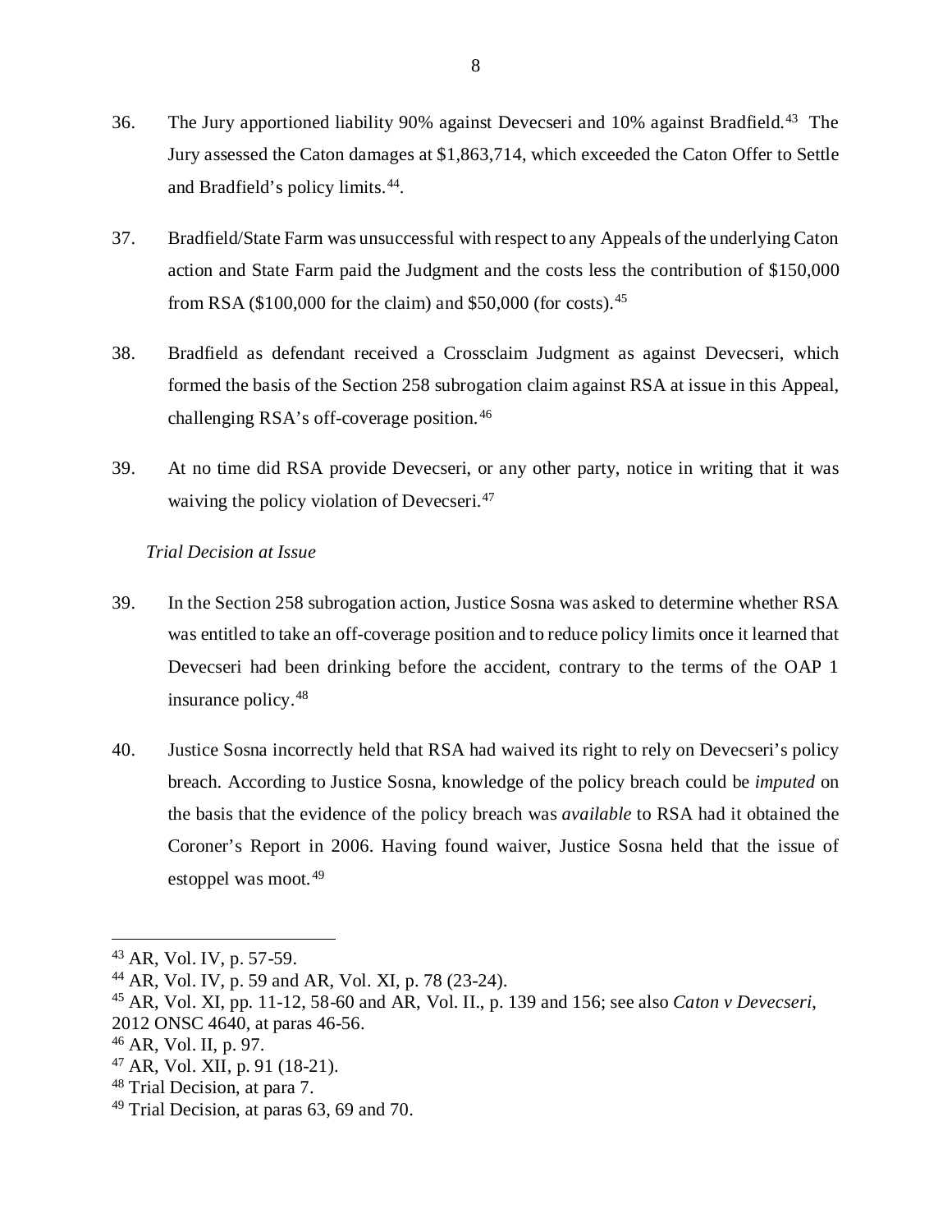36. The Jury apportioned liability 90% against Devecseri and 10% against Bradfield.[43] The Jury assessed the Caton damages at $1,863,714, which exceeded the Caton Offer to Settle and Bradfield's policy limits.[44].

37. Bradfield/State Farm was unsuccessful with respect to any Appeals of the underlying Caton action and State Farm paid the Judgment and the costs less the contribution of $150,000 from RSA ($100,000 for the claim) and $50,000 (for costs).[45]

38. Bradfield as defendant received a Crossclaim Judgment as against Devecseri, which formed the basis of the Section 258 subrogation claim against RSA at issue in this Appeal, challenging RSA's off-coverage position.[46]

39. At no time did RSA provide Devecseri, or any other party, notice in writing that it was waiving the policy violation of Devecseri.[47]

*Trial Decision at Issue*

39. In the Section 258 subrogation action, Justice Sosna was asked to determine whether RSA was entitled to take an off-coverage position and to reduce policy limits once it learned that Devecseri had been drinking before the accident, contrary to the terms of the OAP 1 insurance policy.[48]

40. Justice Sosna incorrectly held that RSA had waived its right to rely on Devecseri's policy breach. According to Justice Sosna, knowledge of the policy breach could be *imputed* on the basis that the evidence of the policy breach was *available* to RSA had it obtained the Coroner's Report in 2006. Having found waiver, Justice Sosna held that the issue of estoppel was moot.[49]

---

[43] AR, Vol. IV, p. 57-59.
[44] AR, Vol. IV, p. 59 and AR, Vol. XI, p. 78 (23-24).
[45] AR, Vol. XI, pp. 11-12, 58-60 and AR, Vol. II., p. 139 and 156; see also *Caton v Devecseri*, 2012 ONSC 4640, at paras 46-56.
[46] AR, Vol. II, p. 97.
[47] AR, Vol. XII, p. 91 (18-21).
[48] Trial Decision, at para 7.
[49] Trial Decision, at paras 63, 69 and 70.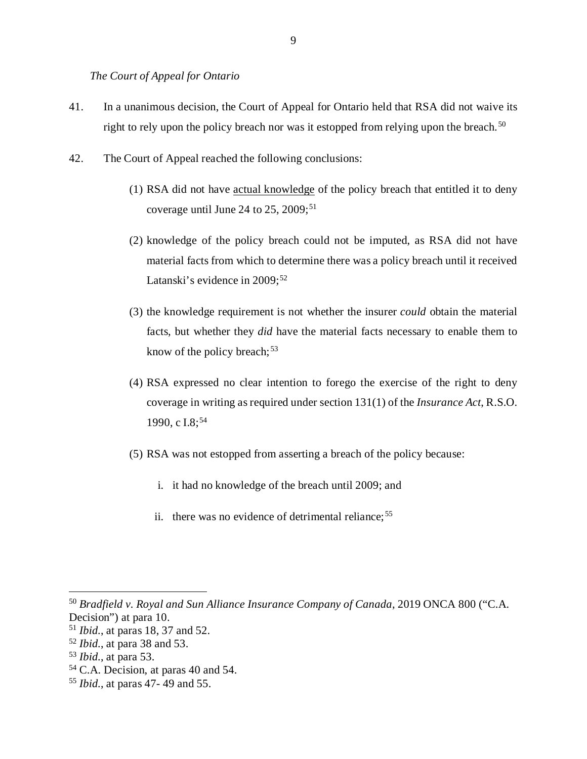*The Court of Appeal for Ontario*

41. In a unanimous decision, the Court of Appeal for Ontario held that RSA did not waive its right to rely upon the policy breach nor was it estopped from relying upon the breach.[50]

42. The Court of Appeal reached the following conclusions:

(1) RSA did not have <u>actual knowledge</u> of the policy breach that entitled it to deny coverage until June 24 to 25, 2009;[51]

(2) knowledge of the policy breach could not be imputed, as RSA did not have material facts from which to determine there was a policy breach until it received Latanski's evidence in 2009;[52]

(3) the knowledge requirement is not whether the insurer *could* obtain the material facts, but whether they ***did*** have the material facts necessary to enable them to know of the policy breach;[53]

(4) RSA expressed no clear intention to forego the exercise of the right to deny coverage in writing as required under section 131(1) of the *Insurance Act*, R.S.O. 1990, c I.8;[54]

(5) RSA was not estopped from asserting a breach of the policy because:

i. it had no knowledge of the breach until 2009; and

ii. there was no evidence of detrimental reliance;[55]

---

[50] *Bradfield v. Royal and Sun Alliance Insurance Company of Canada*, 2019 ONCA 800 ("C.A. Decision") at para 10.
[51] *Ibid.*, at paras 18, 37 and 52.
[52] *Ibid.*, at para 38 and 53.
[53] *Ibid.*, at para 53.
[54] C.A. Decision, at paras 40 and 54.
[55] *Ibid.*, at paras 47- 49 and 55.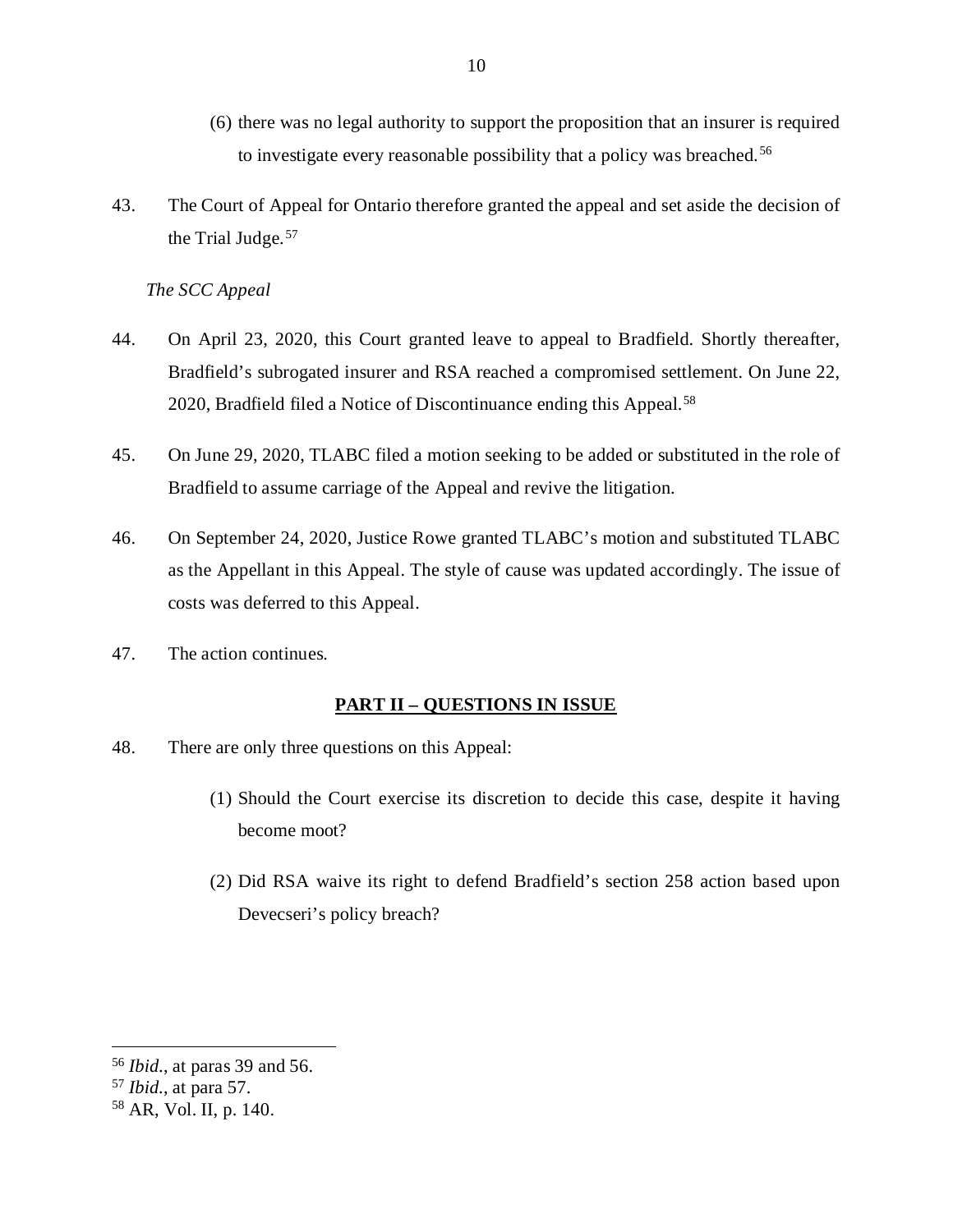(6) there was no legal authority to support the proposition that an insurer is required to investigate every reasonable possibility that a policy was breached.[56]

43. The Court of Appeal for Ontario therefore granted the appeal and set aside the decision of the Trial Judge.[57]

*The SCC Appeal*

44. On April 23, 2020, this Court granted leave to appeal to Bradfield. Shortly thereafter, Bradfield's subrogated insurer and RSA reached a compromised settlement. On June 22, 2020, Bradfield filed a Notice of Discontinuance ending this Appeal.[58]

45. On June 29, 2020, TLABC filed a motion seeking to be added or substituted in the role of Bradfield to assume carriage of the Appeal and revive the litigation.

46. On September 24, 2020, Justice Rowe granted TLABC's motion and substituted TLABC as the Appellant in this Appeal. The style of cause was updated accordingly. The issue of costs was deferred to this Appeal.

47. The action continues.

## PART II – QUESTIONS IN ISSUE

48. There are only three questions on this Appeal:

(1) Should the Court exercise its discretion to decide this case, despite it having become moot?

(2) Did RSA waive its right to defend Bradfield's section 258 action based upon Devecseri's policy breach?

---

[56] *Ibid.*, at paras 39 and 56.

[57] *Ibid.*, at para 57.

[58] AR, Vol. II, p. 140.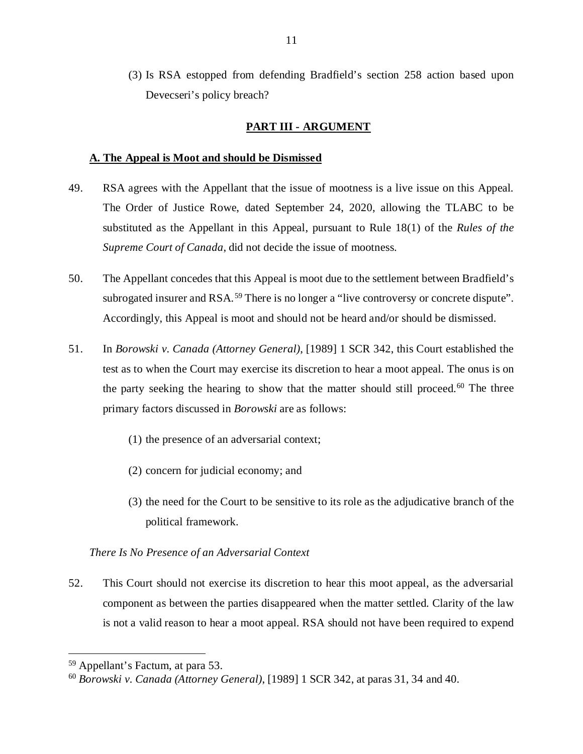(3) Is RSA estopped from defending Bradfield's section 258 action based upon Devecseri's policy breach?

## PART III - ARGUMENT

### A. The Appeal is Moot and should be Dismissed

49. RSA agrees with the Appellant that the issue of mootness is a live issue on this Appeal. The Order of Justice Rowe, dated September 24, 2020, allowing the TLABC to be substituted as the Appellant in this Appeal, pursuant to Rule 18(1) of the *Rules of the Supreme Court of Canada*, did not decide the issue of mootness.

50. The Appellant concedes that this Appeal is moot due to the settlement between Bradfield's subrogated insurer and RSA.[59] There is no longer a "live controversy or concrete dispute". Accordingly, this Appeal is moot and should not be heard and/or should be dismissed.

51. In *Borowski v. Canada (Attorney General)*, [1989] 1 SCR 342, this Court established the test as to when the Court may exercise its discretion to hear a moot appeal. The onus is on the party seeking the hearing to show that the matter should still proceed.[60] The three primary factors discussed in *Borowski* are as follows:

(1) the presence of an adversarial context;

(2) concern for judicial economy; and

(3) the need for the Court to be sensitive to its role as the adjudicative branch of the political framework.

*There Is No Presence of an Adversarial Context*

52. This Court should not exercise its discretion to hear this moot appeal, as the adversarial component as between the parties disappeared when the matter settled. Clarity of the law is not a valid reason to hear a moot appeal. RSA should not have been required to expend

[59] Appellant's Factum, at para 53.

[60] *Borowski v. Canada (Attorney General)*, [1989] 1 SCR 342, at paras 31, 34 and 40.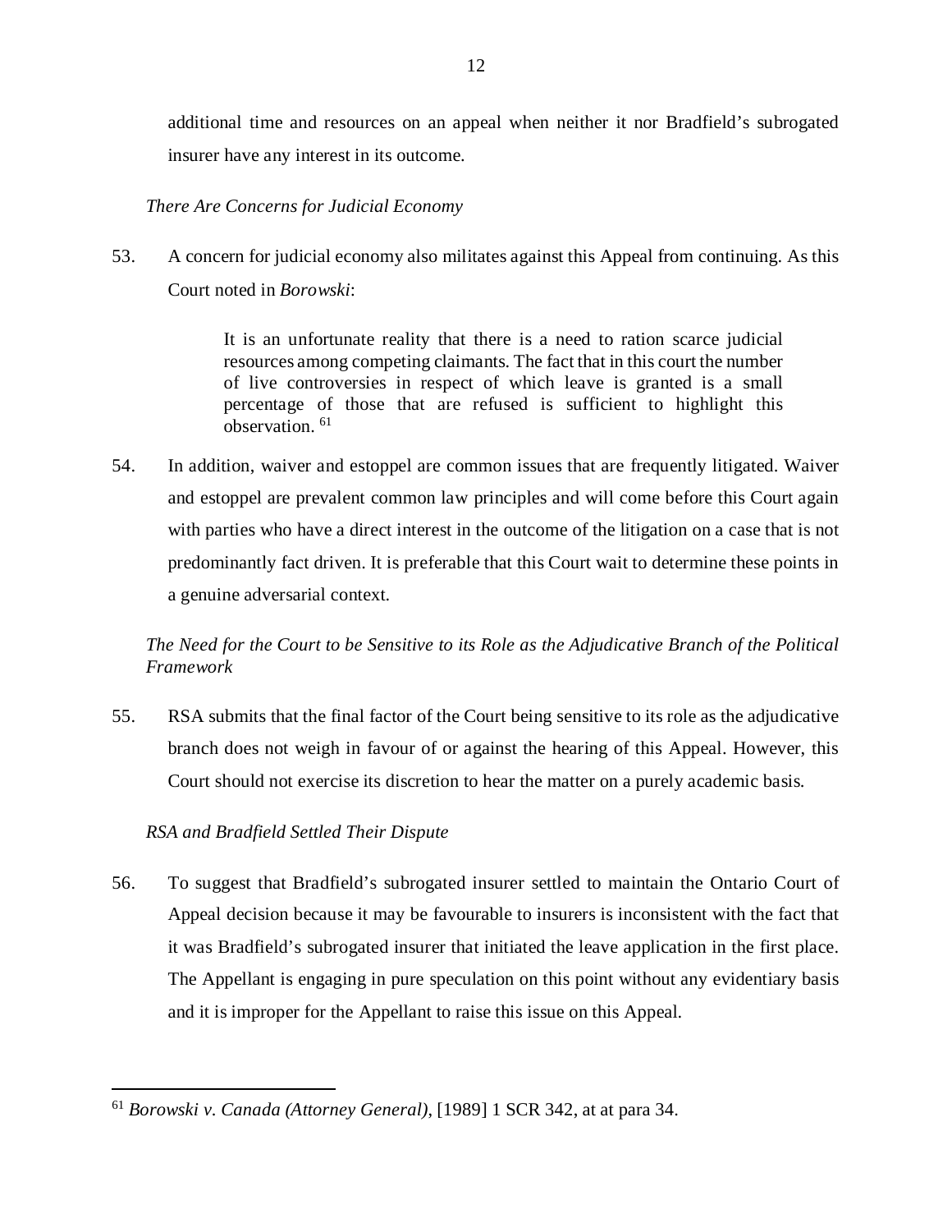additional time and resources on an appeal when neither it nor Bradfield's subrogated insurer have any interest in its outcome.

*There Are Concerns for Judicial Economy*

53. A concern for judicial economy also militates against this Appeal from continuing. As this Court noted in *Borowski*:

> It is an unfortunate reality that there is a need to ration scarce judicial resources among competing claimants. The fact that in this court the number of live controversies in respect of which leave is granted is a small percentage of those that are refused is sufficient to highlight this observation. [61]

54. In addition, waiver and estoppel are common issues that are frequently litigated. Waiver and estoppel are prevalent common law principles and will come before this Court again with parties who have a direct interest in the outcome of the litigation on a case that is not predominantly fact driven. It is preferable that this Court wait to determine these points in a genuine adversarial context.

*The Need for the Court to be Sensitive to its Role as the Adjudicative Branch of the Political Framework*

55. RSA submits that the final factor of the Court being sensitive to its role as the adjudicative branch does not weigh in favour of or against the hearing of this Appeal. However, this Court should not exercise its discretion to hear the matter on a purely academic basis.

*RSA and Bradfield Settled Their Dispute*

56. To suggest that Bradfield's subrogated insurer settled to maintain the Ontario Court of Appeal decision because it may be favourable to insurers is inconsistent with the fact that it was Bradfield's subrogated insurer that initiated the leave application in the first place. The Appellant is engaging in pure speculation on this point without any evidentiary basis and it is improper for the Appellant to raise this issue on this Appeal.

---

[61] *Borowski v. Canada (Attorney General)*, [1989] 1 SCR 342, at at para 34.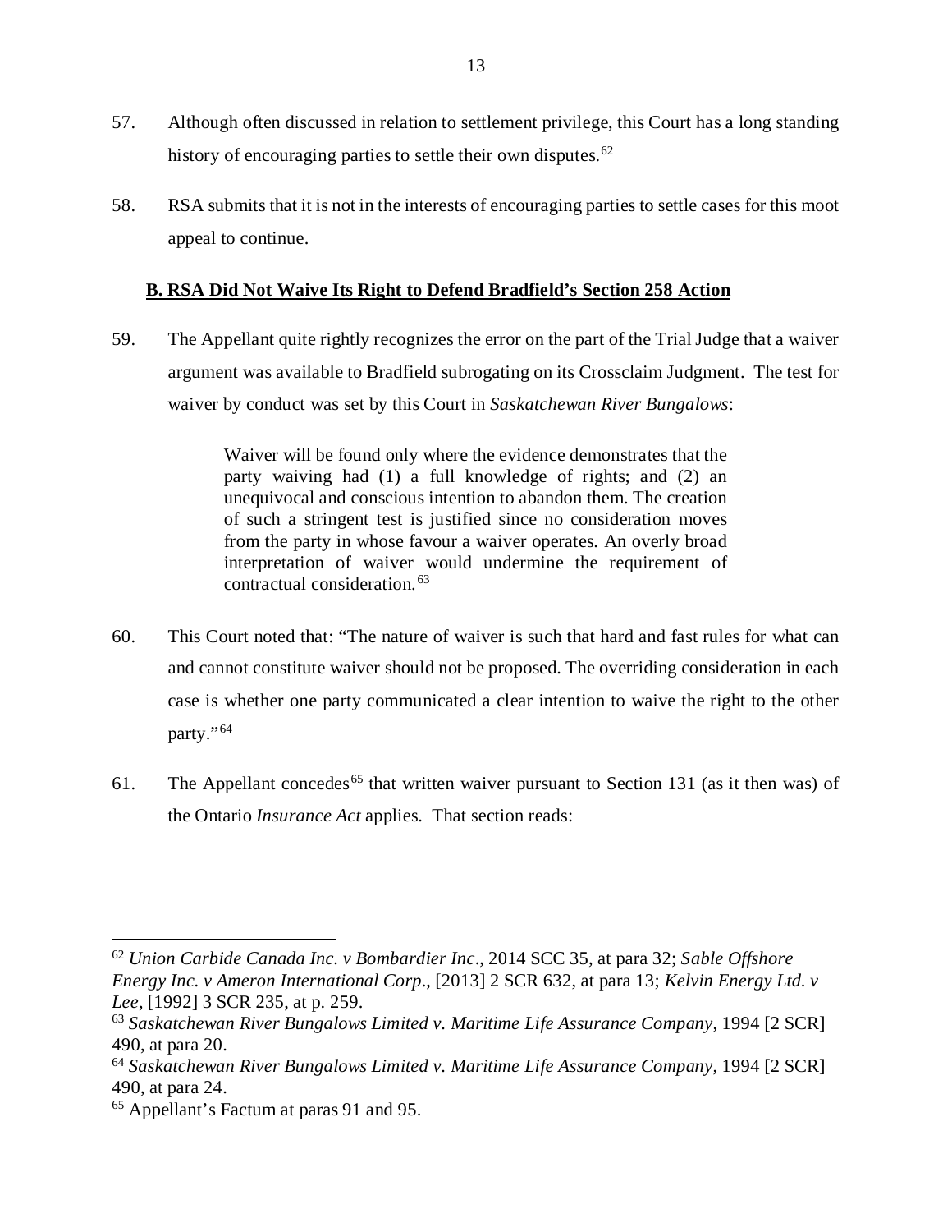57. Although often discussed in relation to settlement privilege, this Court has a long standing history of encouraging parties to settle their own disputes.[62]

58. RSA submits that it is not in the interests of encouraging parties to settle cases for this moot appeal to continue.

## B. RSA Did Not Waive Its Right to Defend Bradfield's Section 258 Action

59. The Appellant quite rightly recognizes the error on the part of the Trial Judge that a waiver argument was available to Bradfield subrogating on its Crossclaim Judgment. The test for waiver by conduct was set by this Court in *Saskatchewan River Bungalows*:

> Waiver will be found only where the evidence demonstrates that the party waiving had (1) a full knowledge of rights; and (2) an unequivocal and conscious intention to abandon them. The creation of such a stringent test is justified since no consideration moves from the party in whose favour a waiver operates. An overly broad interpretation of waiver would undermine the requirement of contractual consideration.[63]

60. This Court noted that: "The nature of waiver is such that hard and fast rules for what can and cannot constitute waiver should not be proposed. The overriding consideration in each case is whether one party communicated a clear intention to waive the right to the other party."[64]

61. The Appellant concedes[65] that written waiver pursuant to Section 131 (as it then was) of the Ontario *Insurance Act* applies. That section reads:

---

[62] *Union Carbide Canada Inc. v Bombardier Inc*., 2014 SCC 35, at para 32; *Sable Offshore Energy Inc. v Ameron International Corp*., [2013] 2 SCR 632, at para 13; *Kelvin Energy Ltd. v Lee*, [1992] 3 SCR 235, at p. 259.

[63] *Saskatchewan River Bungalows Limited v. Maritime Life Assurance Company*, 1994 [2 SCR] 490, at para 20.

[64] *Saskatchewan River Bungalows Limited v. Maritime Life Assurance Company*, 1994 [2 SCR] 490, at para 24.

[65] Appellant's Factum at paras 91 and 95.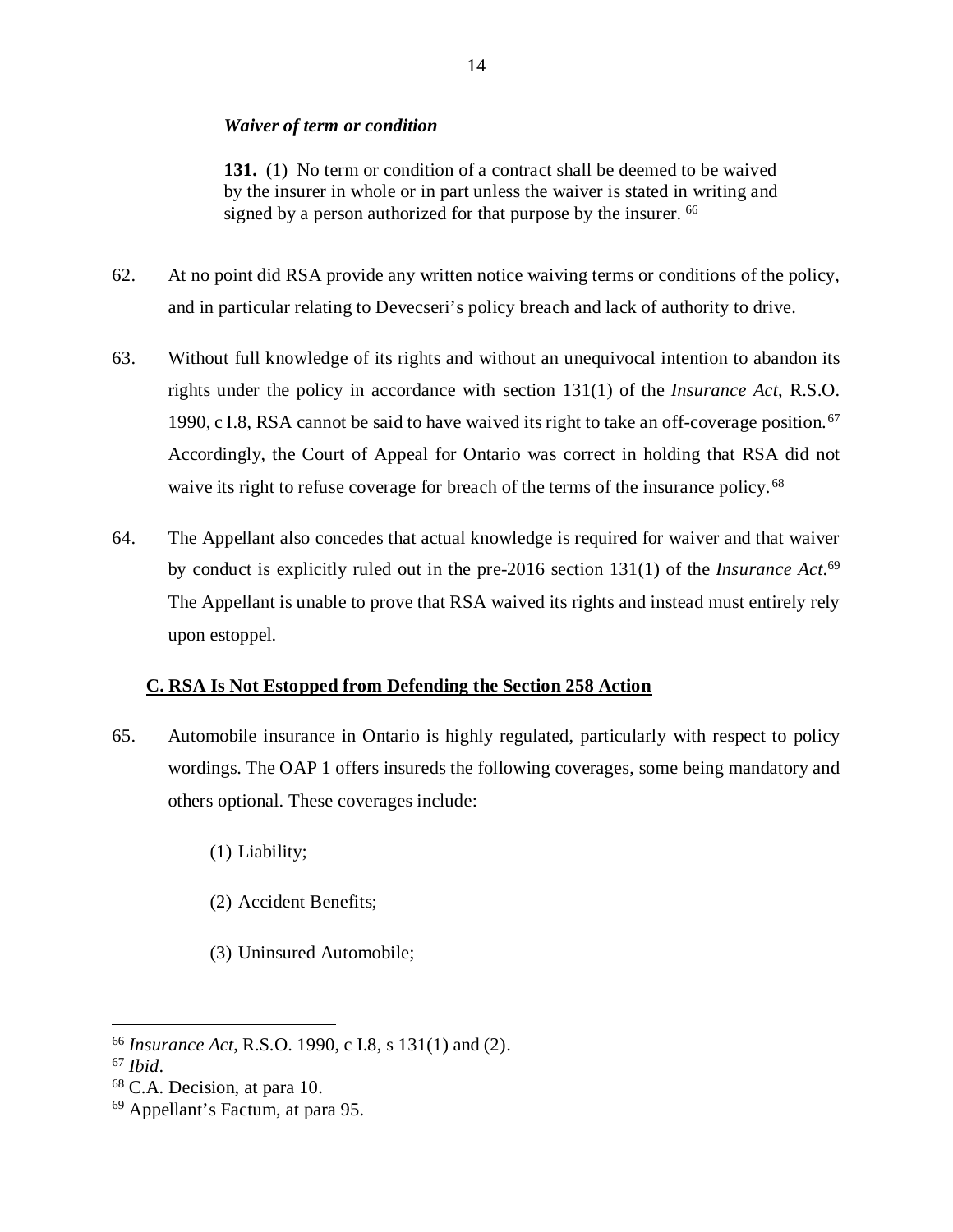*Waiver of term or condition*

> **131.** (1) No term or condition of a contract shall be deemed to be waived by the insurer in whole or in part unless the waiver is stated in writing and signed by a person authorized for that purpose by the insurer. [66]

62. At no point did RSA provide any written notice waiving terms or conditions of the policy, and in particular relating to Devecseri's policy breach and lack of authority to drive.

63. Without full knowledge of its rights and without an unequivocal intention to abandon its rights under the policy in accordance with section 131(1) of the *Insurance Act*, R.S.O. 1990, c I.8, RSA cannot be said to have waived its right to take an off-coverage position.[67] Accordingly, the Court of Appeal for Ontario was correct in holding that RSA did not waive its right to refuse coverage for breach of the terms of the insurance policy.[68]

64. The Appellant also concedes that actual knowledge is required for waiver and that waiver by conduct is explicitly ruled out in the pre-2016 section 131(1) of the *Insurance Act*.[69] The Appellant is unable to prove that RSA waived its rights and instead must entirely rely upon estoppel.

## C. RSA Is Not Estopped from Defending the Section 258 Action

65. Automobile insurance in Ontario is highly regulated, particularly with respect to policy wordings. The OAP 1 offers insureds the following coverages, some being mandatory and others optional. These coverages include:

    (1) Liability;

    (2) Accident Benefits;

    (3) Uninsured Automobile;

---

[66] *Insurance Act*, R.S.O. 1990, c I.8, s 131(1) and (2).

[67] *Ibid*.

[68] C.A. Decision, at para 10.

[69] Appellant's Factum, at para 95.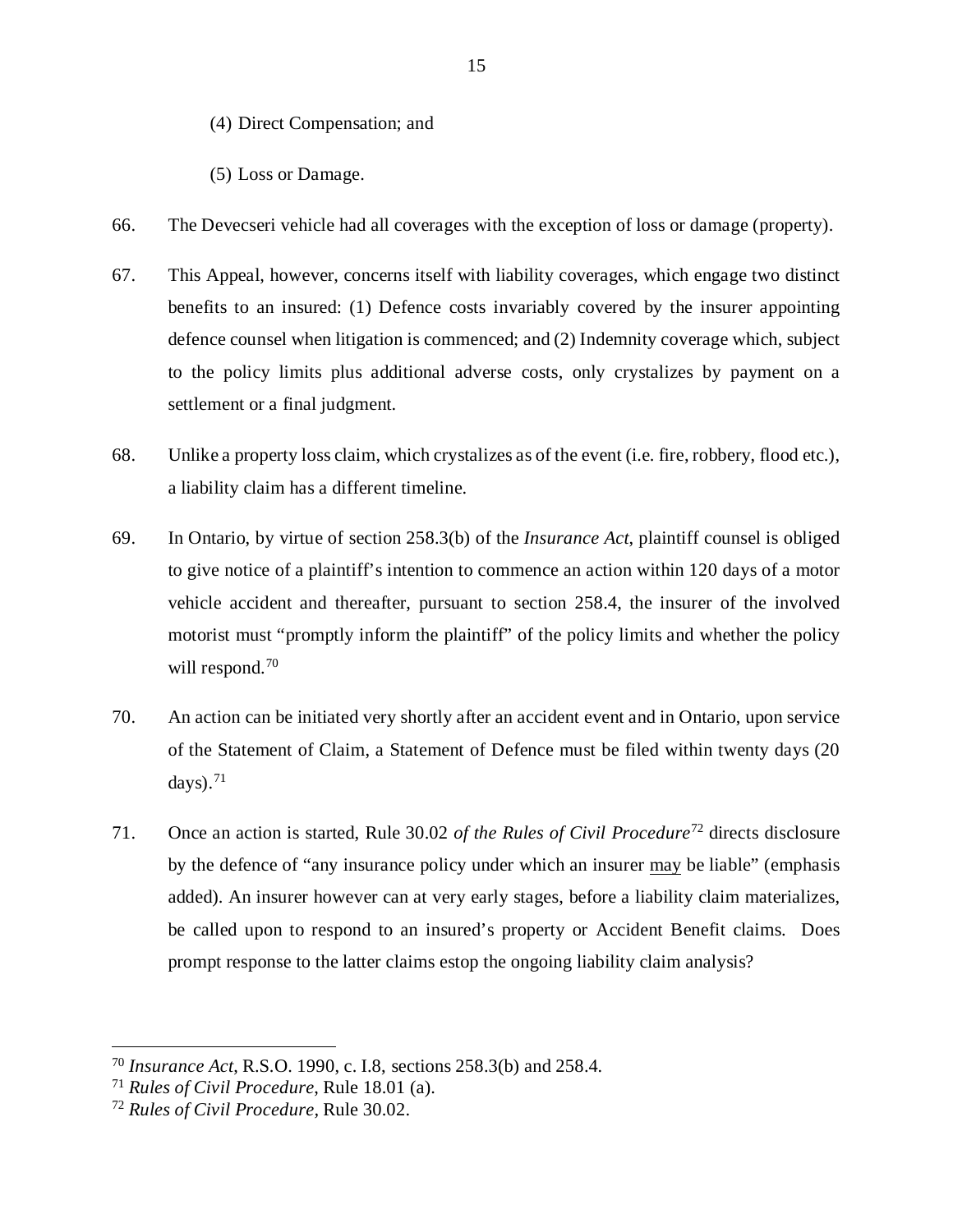(4) Direct Compensation; and

(5) Loss or Damage.

66. The Devecseri vehicle had all coverages with the exception of loss or damage (property).

67. This Appeal, however, concerns itself with liability coverages, which engage two distinct benefits to an insured: (1) Defence costs invariably covered by the insurer appointing defence counsel when litigation is commenced; and (2) Indemnity coverage which, subject to the policy limits plus additional adverse costs, only crystalizes by payment on a settlement or a final judgment.

68. Unlike a property loss claim, which crystalizes as of the event (i.e. fire, robbery, flood etc.), a liability claim has a different timeline.

69. In Ontario, by virtue of section 258.3(b) of the *Insurance Act*, plaintiff counsel is obliged to give notice of a plaintiff's intention to commence an action within 120 days of a motor vehicle accident and thereafter, pursuant to section 258.4, the insurer of the involved motorist must "promptly inform the plaintiff" of the policy limits and whether the policy will respond.[70]

70. An action can be initiated very shortly after an accident event and in Ontario, upon service of the Statement of Claim, a Statement of Defence must be filed within twenty days (20 days).[71]

71. Once an action is started, Rule 30.02 *of the Rules of Civil Procedure*[72] directs disclosure by the defence of "any insurance policy under which an insurer <u>may</u> be liable" (emphasis added). An insurer however can at very early stages, before a liability claim materializes, be called upon to respond to an insured's property or Accident Benefit claims. Does prompt response to the latter claims estop the ongoing liability claim analysis?

---

[70] *Insurance Act*, R.S.O. 1990, c. I.8, sections 258.3(b) and 258.4.

[71] *Rules of Civil Procedure*, Rule 18.01 (a).

[72] *Rules of Civil Procedure*, Rule 30.02.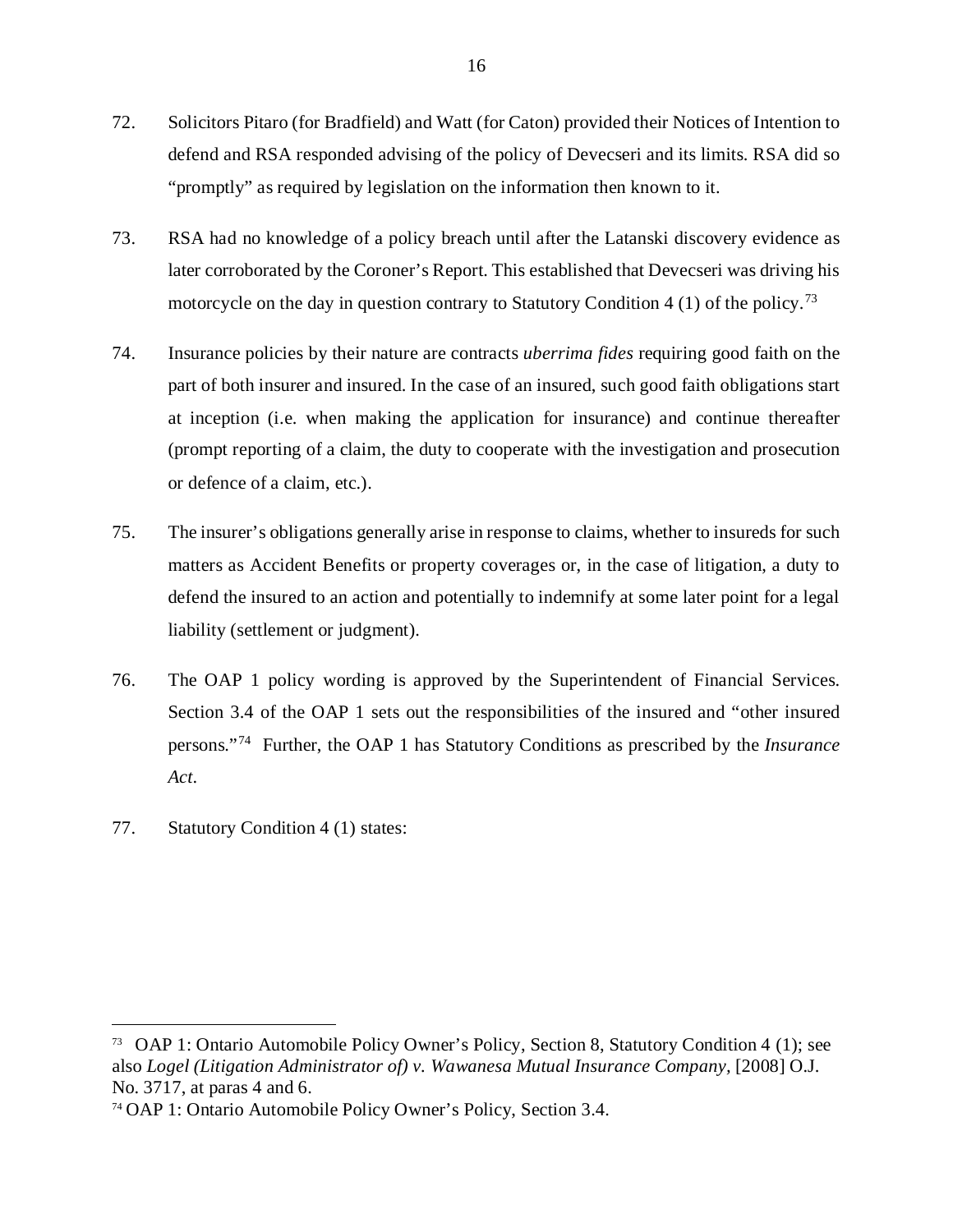72. Solicitors Pitaro (for Bradfield) and Watt (for Caton) provided their Notices of Intention to defend and RSA responded advising of the policy of Devecseri and its limits. RSA did so "promptly" as required by legislation on the information then known to it.

73. RSA had no knowledge of a policy breach until after the Latanski discovery evidence as later corroborated by the Coroner's Report. This established that Devecseri was driving his motorcycle on the day in question contrary to Statutory Condition 4 (1) of the policy.[73]

74. Insurance policies by their nature are contracts *uberrima fides* requiring good faith on the part of both insurer and insured. In the case of an insured, such good faith obligations start at inception (i.e. when making the application for insurance) and continue thereafter (prompt reporting of a claim, the duty to cooperate with the investigation and prosecution or defence of a claim, etc.).

75. The insurer's obligations generally arise in response to claims, whether to insureds for such matters as Accident Benefits or property coverages or, in the case of litigation, a duty to defend the insured to an action and potentially to indemnify at some later point for a legal liability (settlement or judgment).

76. The OAP 1 policy wording is approved by the Superintendent of Financial Services. Section 3.4 of the OAP 1 sets out the responsibilities of the insured and "other insured persons."[74] Further, the OAP 1 has Statutory Conditions as prescribed by the *Insurance Act*.

77. Statutory Condition 4 (1) states:

---

[73] OAP 1: Ontario Automobile Policy Owner's Policy, Section 8, Statutory Condition 4 (1); see also *Logel (Litigation Administrator of) v. Wawanesa Mutual Insurance Company*, [2008] O.J. No. 3717, at paras 4 and 6.

[74] OAP 1: Ontario Automobile Policy Owner's Policy, Section 3.4.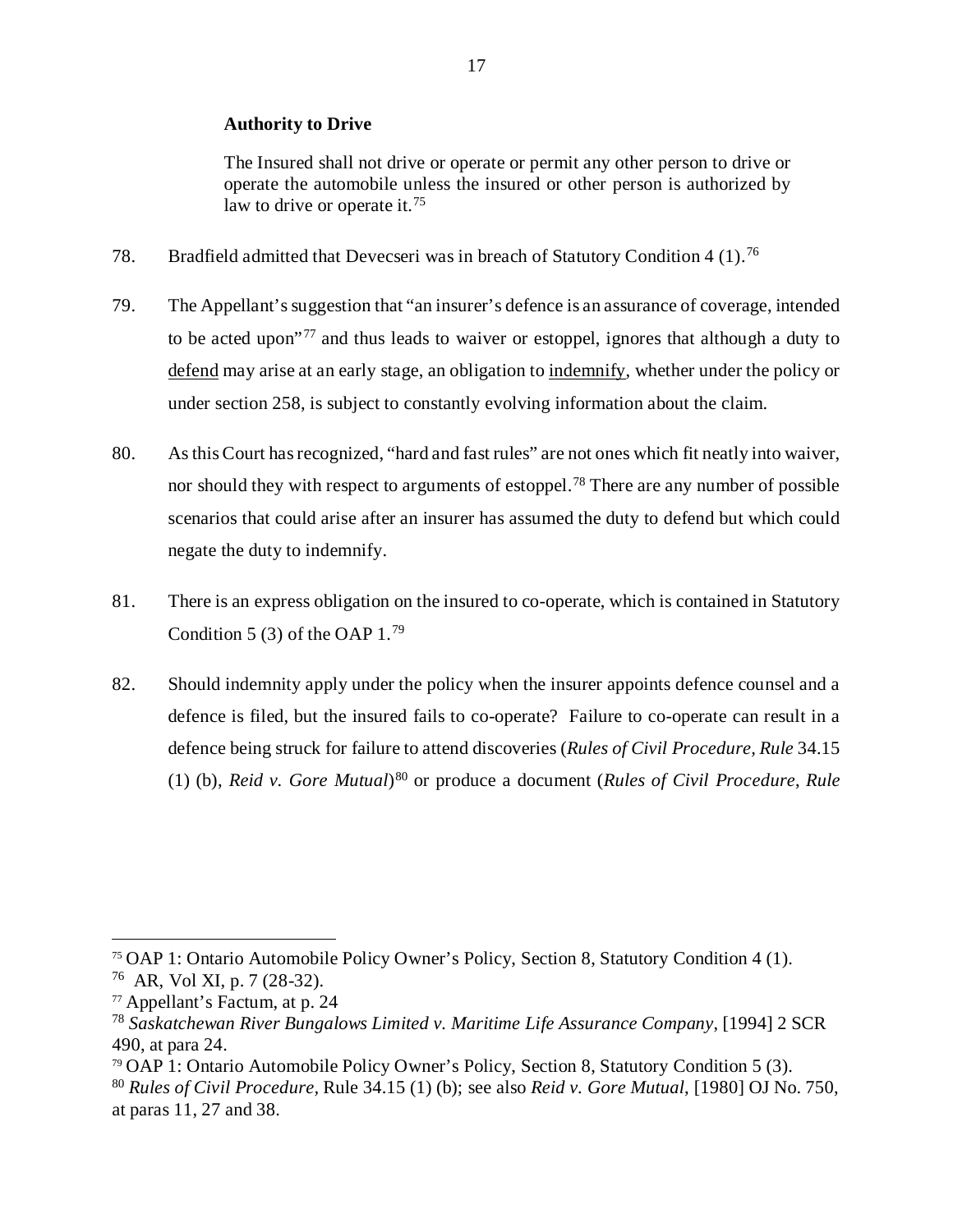**Authority to Drive**

> The Insured shall not drive or operate or permit any other person to drive or operate the automobile unless the insured or other person is authorized by law to drive or operate it.[75]

78. Bradfield admitted that Devecseri was in breach of Statutory Condition 4 (1).[76]

79. The Appellant's suggestion that "an insurer's defence is an assurance of coverage, intended to be acted upon"[77] and thus leads to waiver or estoppel, ignores that although a duty to defend may arise at an early stage, an obligation to indemnify, whether under the policy or under section 258, is subject to constantly evolving information about the claim.

80. As this Court has recognized, "hard and fast rules" are not ones which fit neatly into waiver, nor should they with respect to arguments of estoppel.[78] There are any number of possible scenarios that could arise after an insurer has assumed the duty to defend but which could negate the duty to indemnify.

81. There is an express obligation on the insured to co-operate, which is contained in Statutory Condition 5 (3) of the OAP 1.[79]

82. Should indemnity apply under the policy when the insurer appoints defence counsel and a defence is filed, but the insured fails to co-operate? Failure to co-operate can result in a defence being struck for failure to attend discoveries (*Rules of Civil Procedure, Rule* 34.15 (1) (b), *Reid v. Gore Mutual*)[80] or produce a document (*Rules of Civil Procedure*, *Rule*

---

[75] OAP 1: Ontario Automobile Policy Owner's Policy, Section 8, Statutory Condition 4 (1).

[76] AR, Vol XI, p. 7 (28-32).

[77] Appellant's Factum, at p. 24

[78] *Saskatchewan River Bungalows Limited v. Maritime Life Assurance Company*, [1994] 2 SCR 490, at para 24.

[79] OAP 1: Ontario Automobile Policy Owner's Policy, Section 8, Statutory Condition 5 (3).

[80] *Rules of Civil Procedure*, Rule 34.15 (1) (b); see also *Reid v. Gore Mutual*, [1980] OJ No. 750, at paras 11, 27 and 38.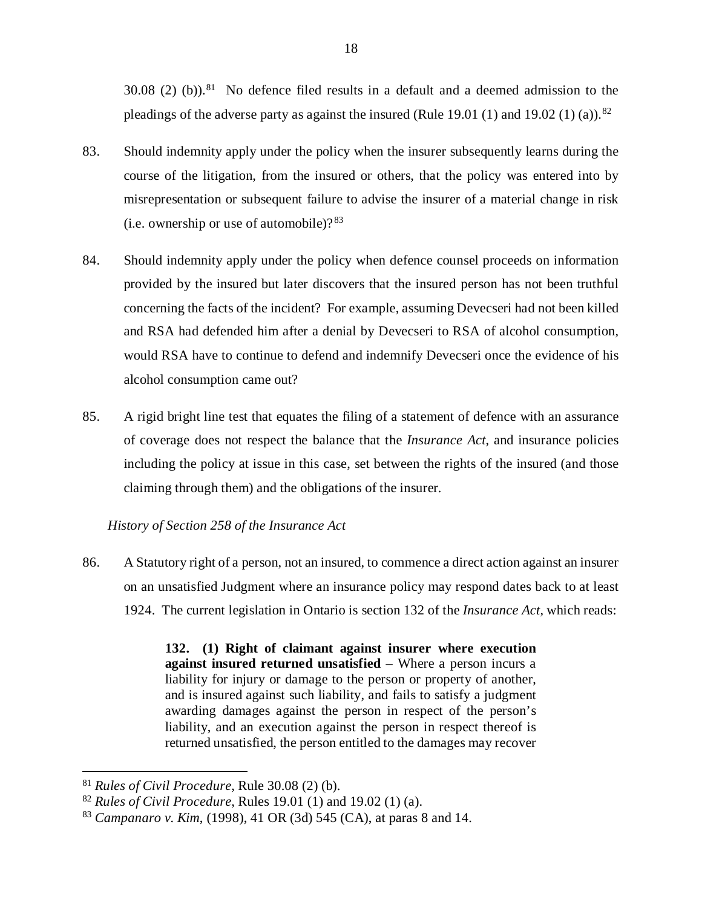30.08 (2) (b)).[81] No defence filed results in a default and a deemed admission to the pleadings of the adverse party as against the insured (Rule 19.01 (1) and 19.02 (1) (a)).[82]

83. Should indemnity apply under the policy when the insurer subsequently learns during the course of the litigation, from the insured or others, that the policy was entered into by misrepresentation or subsequent failure to advise the insurer of a material change in risk (i.e. ownership or use of automobile)?[83]

84. Should indemnity apply under the policy when defence counsel proceeds on information provided by the insured but later discovers that the insured person has not been truthful concerning the facts of the incident? For example, assuming Devecseri had not been killed and RSA had defended him after a denial by Devecseri to RSA of alcohol consumption, would RSA have to continue to defend and indemnify Devecseri once the evidence of his alcohol consumption came out?

85. A rigid bright line test that equates the filing of a statement of defence with an assurance of coverage does not respect the balance that the *Insurance Act*, and insurance policies including the policy at issue in this case, set between the rights of the insured (and those claiming through them) and the obligations of the insurer.

*History of Section 258 of the Insurance Act*

86. A Statutory right of a person, not an insured, to commence a direct action against an insurer on an unsatisfied Judgment where an insurance policy may respond dates back to at least 1924. The current legislation in Ontario is section 132 of the *Insurance Act*, which reads:

> **132. (1) Right of claimant against insurer where execution against insured returned unsatisfied** – Where a person incurs a liability for injury or damage to the person or property of another, and is insured against such liability, and fails to satisfy a judgment awarding damages against the person in respect of the person's liability, and an execution against the person in respect thereof is returned unsatisfied, the person entitled to the damages may recover

[81] *Rules of Civil Procedure*, Rule 30.08 (2) (b).

[82] *Rules of Civil Procedure*, Rules 19.01 (1) and 19.02 (1) (a).

[83] *Campanaro v. Kim*, (1998), 41 OR (3d) 545 (CA), at paras 8 and 14.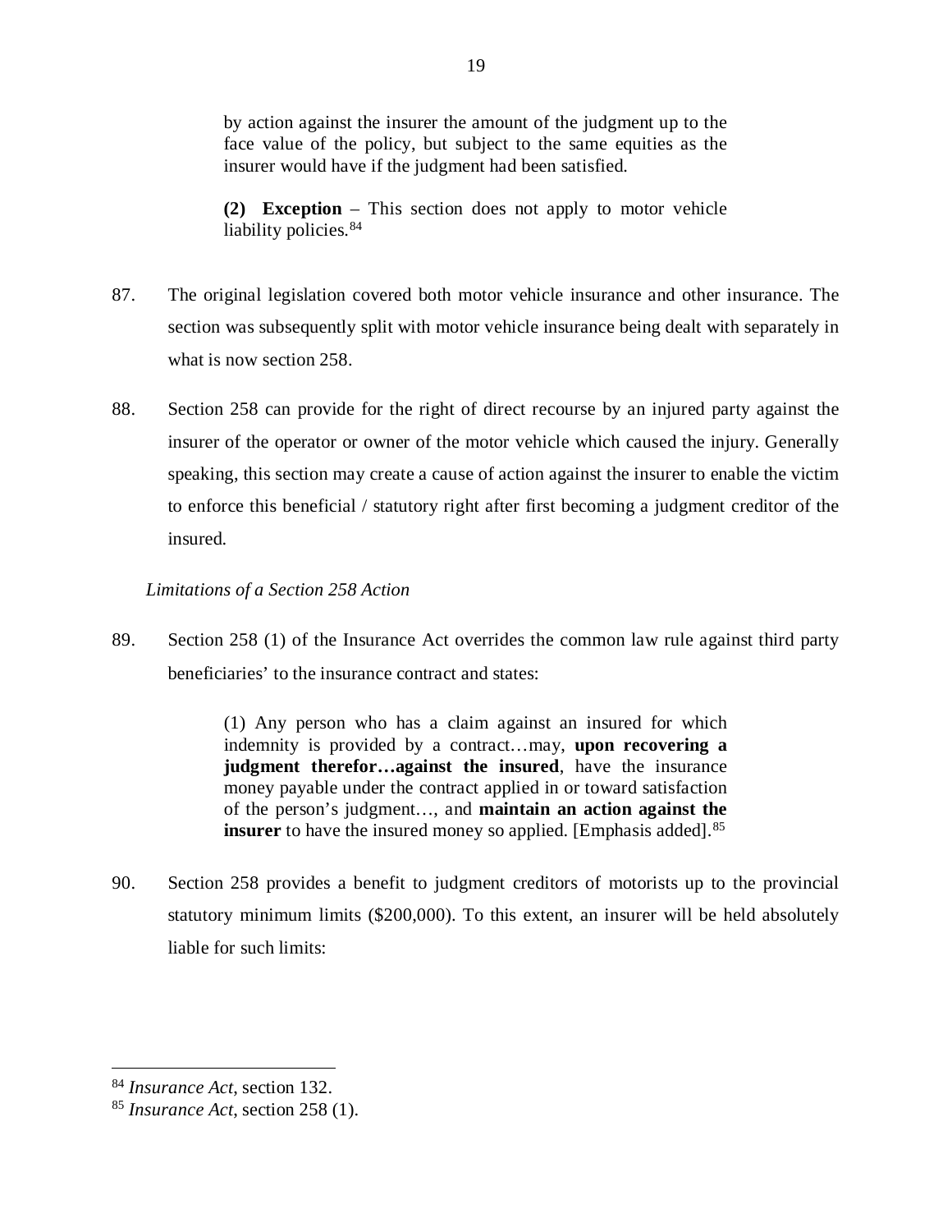> by action against the insurer the amount of the judgment up to the face value of the policy, but subject to the same equities as the insurer would have if the judgment had been satisfied.
>
> **(2) Exception** – This section does not apply to motor vehicle liability policies.[84]

87. The original legislation covered both motor vehicle insurance and other insurance. The section was subsequently split with motor vehicle insurance being dealt with separately in what is now section 258.

88. Section 258 can provide for the right of direct recourse by an injured party against the insurer of the operator or owner of the motor vehicle which caused the injury. Generally speaking, this section may create a cause of action against the insurer to enable the victim to enforce this beneficial / statutory right after first becoming a judgment creditor of the insured.

*Limitations of a Section 258 Action*

89. Section 258 (1) of the Insurance Act overrides the common law rule against third party beneficiaries' to the insurance contract and states:

> (1) Any person who has a claim against an insured for which indemnity is provided by a contract…may, **upon recovering a judgment therefor…against the insured**, have the insurance money payable under the contract applied in or toward satisfaction of the person's judgment…, and **maintain an action against the insurer** to have the insured money so applied. [Emphasis added].[85]

90. Section 258 provides a benefit to judgment creditors of motorists up to the provincial statutory minimum limits ($200,000). To this extent, an insurer will be held absolutely liable for such limits:

---

[84] *Insurance Act*, section 132.

[85] *Insurance Act*, section 258 (1).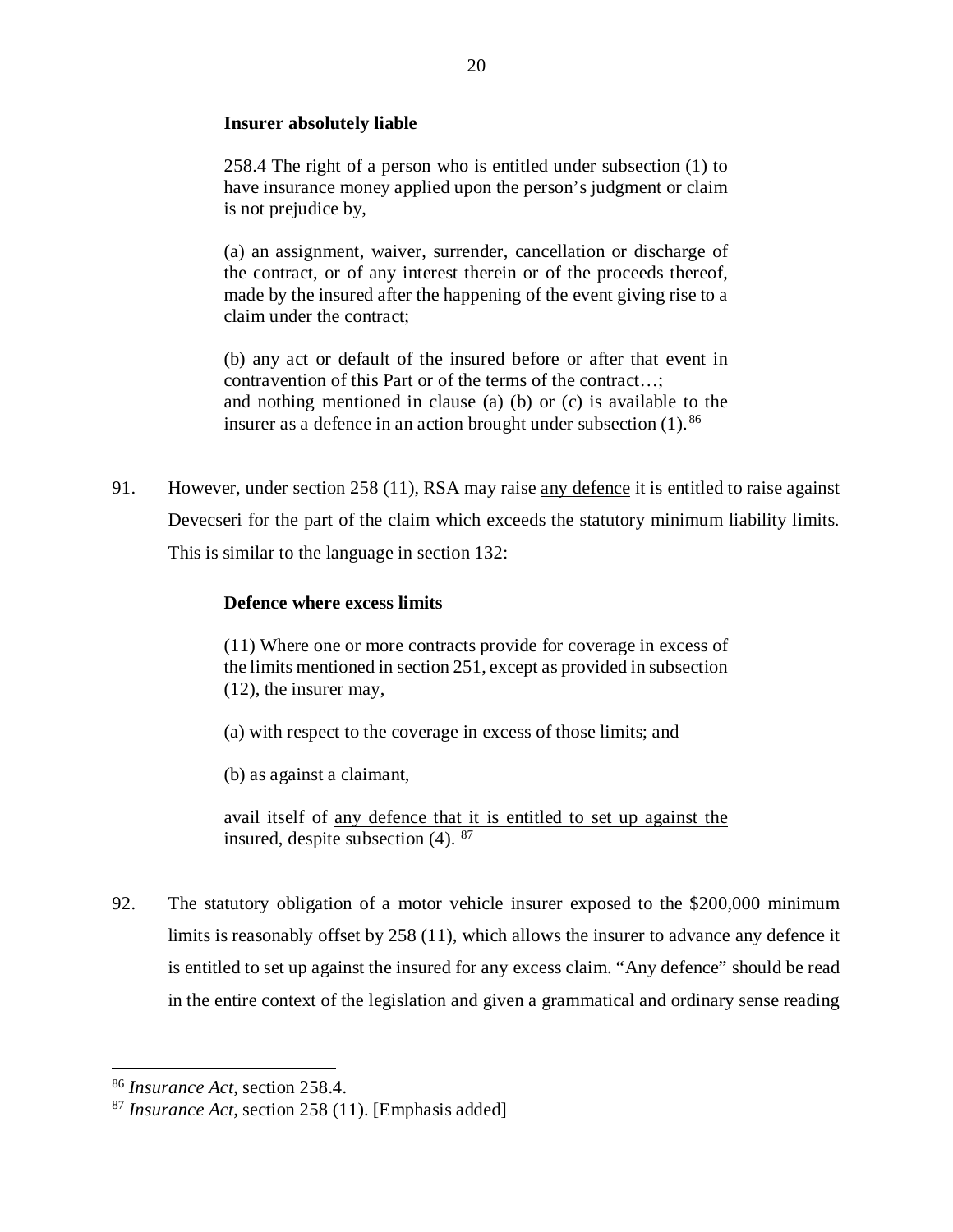**Insurer absolutely liable**

> 258.4 The right of a person who is entitled under subsection (1) to have insurance money applied upon the person's judgment or claim is not prejudice by,
>
> (a) an assignment, waiver, surrender, cancellation or discharge of the contract, or of any interest therein or of the proceeds thereof, made by the insured after the happening of the event giving rise to a claim under the contract;
>
> (b) any act or default of the insured before or after that event in contravention of this Part or of the terms of the contract…;
> and nothing mentioned in clause (a) (b) or (c) is available to the insurer as a defence in an action brought under subsection (1).[86]

91. However, under section 258 (11), RSA may raise <u>any defence</u> it is entitled to raise against Devecseri for the part of the claim which exceeds the statutory minimum liability limits. This is similar to the language in section 132:

**Defence where excess limits**

> (11) Where one or more contracts provide for coverage in excess of the limits mentioned in section 251, except as provided in subsection (12), the insurer may,
>
> (a) with respect to the coverage in excess of those limits; and
>
> (b) as against a claimant,
>
> avail itself of <u>any defence that it is entitled to set up against the insured</u>, despite subsection (4).[87]

92. The statutory obligation of a motor vehicle insurer exposed to the $200,000 minimum limits is reasonably offset by 258 (11), which allows the insurer to advance any defence it is entitled to set up against the insured for any excess claim. "Any defence" should be read in the entire context of the legislation and given a grammatical and ordinary sense reading

---

[86] *Insurance Act*, section 258.4.

[87] *Insurance Act*, section 258 (11). [Emphasis added]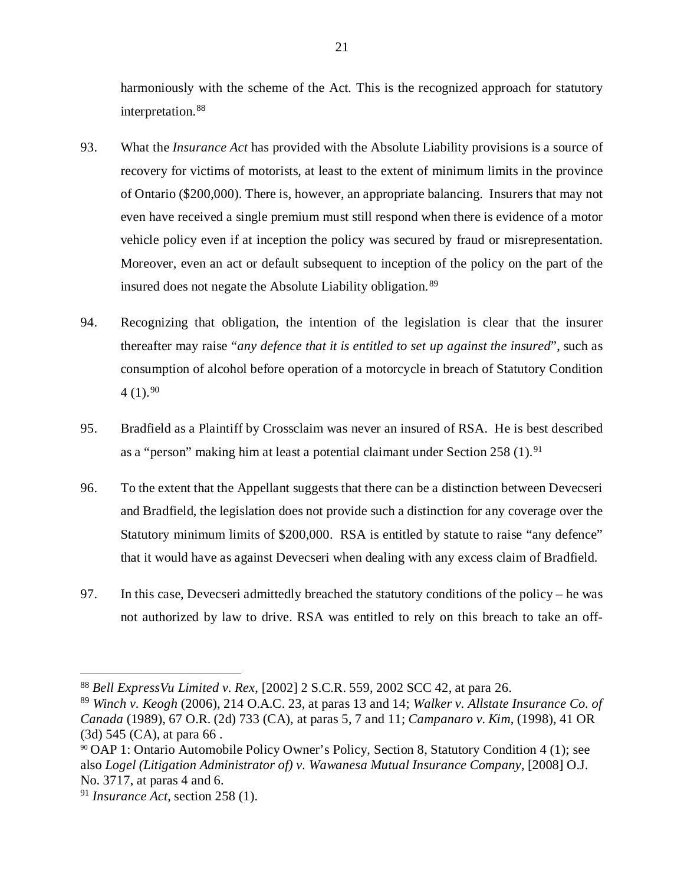harmoniously with the scheme of the Act. This is the recognized approach for statutory interpretation.[88]

93. What the *Insurance Act* has provided with the Absolute Liability provisions is a source of recovery for victims of motorists, at least to the extent of minimum limits in the province of Ontario ($200,000). There is, however, an appropriate balancing. Insurers that may not even have received a single premium must still respond when there is evidence of a motor vehicle policy even if at inception the policy was secured by fraud or misrepresentation. Moreover, even an act or default subsequent to inception of the policy on the part of the insured does not negate the Absolute Liability obligation.[89]

94. Recognizing that obligation, the intention of the legislation is clear that the insurer thereafter may raise "*any defence that it is entitled to set up against the insured*", such as consumption of alcohol before operation of a motorcycle in breach of Statutory Condition 4 (1).[90]

95. Bradfield as a Plaintiff by Crossclaim was never an insured of RSA. He is best described as a "person" making him at least a potential claimant under Section 258 (1).[91]

96. To the extent that the Appellant suggests that there can be a distinction between Devecseri and Bradfield, the legislation does not provide such a distinction for any coverage over the Statutory minimum limits of $200,000. RSA is entitled by statute to raise "any defence" that it would have as against Devecseri when dealing with any excess claim of Bradfield.

97. In this case, Devecseri admittedly breached the statutory conditions of the policy – he was not authorized by law to drive. RSA was entitled to rely on this breach to take an off-

---

[88] *Bell ExpressVu Limited v. Rex*, [2002] 2 S.C.R. 559, 2002 SCC 42, at para 26.

[89] *Winch v. Keogh* (2006), 214 O.A.C. 23, at paras 13 and 14; *Walker v. Allstate Insurance Co. of Canada* (1989), 67 O.R. (2d) 733 (CA), at paras 5, 7 and 11; *Campanaro v. Kim*, (1998), 41 OR (3d) 545 (CA), at para 66 .

[90] OAP 1: Ontario Automobile Policy Owner's Policy, Section 8, Statutory Condition 4 (1); see also *Logel (Litigation Administrator of) v. Wawanesa Mutual Insurance Company*, [2008] O.J. No. 3717, at paras 4 and 6.

[91] *Insurance Act*, section 258 (1).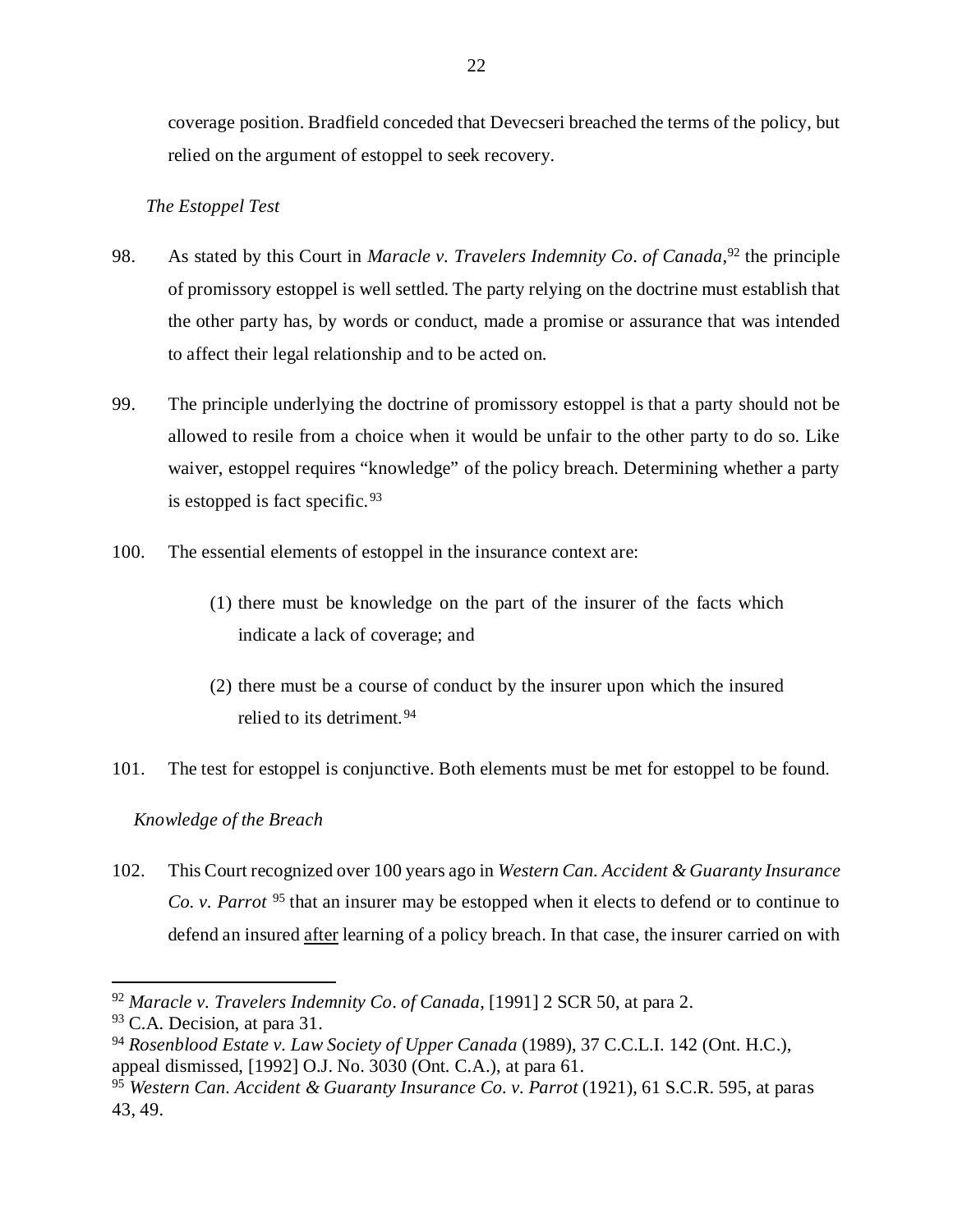coverage position. Bradfield conceded that Devecseri breached the terms of the policy, but relied on the argument of estoppel to seek recovery.

*The Estoppel Test*

98. As stated by this Court in *Maracle v. Travelers Indemnity Co. of Canada*,[92] the principle of promissory estoppel is well settled. The party relying on the doctrine must establish that the other party has, by words or conduct, made a promise or assurance that was intended to affect their legal relationship and to be acted on.

99. The principle underlying the doctrine of promissory estoppel is that a party should not be allowed to resile from a choice when it would be unfair to the other party to do so. Like waiver, estoppel requires "knowledge" of the policy breach. Determining whether a party is estopped is fact specific.[93]

100. The essential elements of estoppel in the insurance context are:

   (1) there must be knowledge on the part of the insurer of the facts which indicate a lack of coverage; and

   (2) there must be a course of conduct by the insurer upon which the insured relied to its detriment.[94]

101. The test for estoppel is conjunctive. Both elements must be met for estoppel to be found.

*Knowledge of the Breach*

102. This Court recognized over 100 years ago in *Western Can. Accident & Guaranty Insurance Co. v. Parrot* [95] that an insurer may be estopped when it elects to defend or to continue to defend an insured <u>after</u> learning of a policy breach. In that case, the insurer carried on with

---

[92] *Maracle v. Travelers Indemnity Co. of Canada*, [1991] 2 SCR 50, at para 2.

[93] C.A. Decision, at para 31.

[94] *Rosenblood Estate v. Law Society of Upper Canada* (1989), 37 C.C.L.I. 142 (Ont. H.C.), appeal dismissed, [1992] O.J. No. 3030 (Ont. C.A.), at para 61.

[95] *Western Can. Accident & Guaranty Insurance Co. v. Parrot* (1921), 61 S.C.R. 595, at paras 43, 49.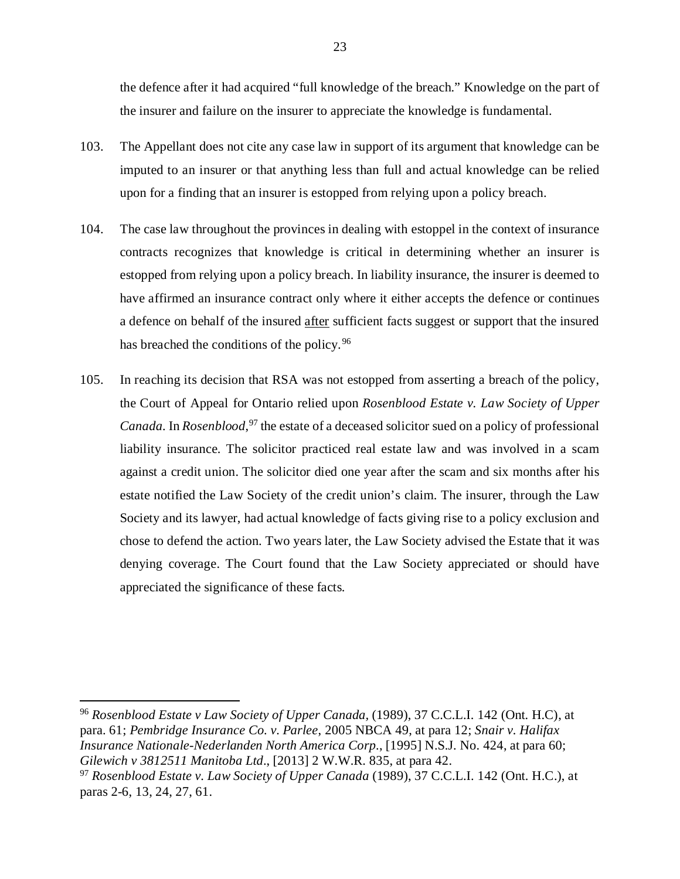the defence after it had acquired "full knowledge of the breach." Knowledge on the part of the insurer and failure on the insurer to appreciate the knowledge is fundamental.

103. The Appellant does not cite any case law in support of its argument that knowledge can be imputed to an insurer or that anything less than full and actual knowledge can be relied upon for a finding that an insurer is estopped from relying upon a policy breach.

104. The case law throughout the provinces in dealing with estoppel in the context of insurance contracts recognizes that knowledge is critical in determining whether an insurer is estopped from relying upon a policy breach. In liability insurance, the insurer is deemed to have affirmed an insurance contract only where it either accepts the defence or continues a defence on behalf of the insured <u>after</u> sufficient facts suggest or support that the insured has breached the conditions of the policy.[96]

105. In reaching its decision that RSA was not estopped from asserting a breach of the policy, the Court of Appeal for Ontario relied upon *Rosenblood Estate v. Law Society of Upper Canada*. In *Rosenblood*,[97] the estate of a deceased solicitor sued on a policy of professional liability insurance. The solicitor practiced real estate law and was involved in a scam against a credit union. The solicitor died one year after the scam and six months after his estate notified the Law Society of the credit union's claim. The insurer, through the Law Society and its lawyer, had actual knowledge of facts giving rise to a policy exclusion and chose to defend the action. Two years later, the Law Society advised the Estate that it was denying coverage. The Court found that the Law Society appreciated or should have appreciated the significance of these facts.

---

[96] *Rosenblood Estate v Law Society of Upper Canada,* (1989), 37 C.C.L.I. 142 (Ont. H.C), at para. 61; *Pembridge Insurance Co. v. Parlee*, 2005 NBCA 49, at para 12; *Snair v. Halifax Insurance Nationale-Nederlanden North America Corp.*, [1995] N.S.J. No. 424, at para 60; *Gilewich v 3812511 Manitoba Ltd*., [2013] 2 W.W.R. 835, at para 42.

[97] *Rosenblood Estate v. Law Society of Upper Canada* (1989), 37 C.C.L.I. 142 (Ont. H.C.), at paras 2-6, 13, 24, 27, 61.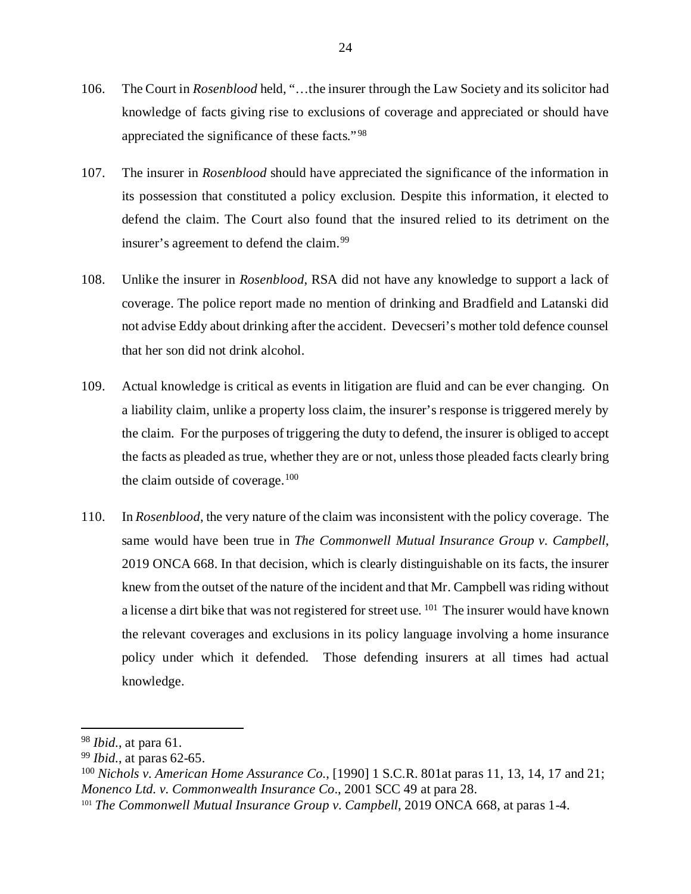106. The Court in *Rosenblood* held, "…the insurer through the Law Society and its solicitor had knowledge of facts giving rise to exclusions of coverage and appreciated or should have appreciated the significance of these facts."[98]

107. The insurer in *Rosenblood* should have appreciated the significance of the information in its possession that constituted a policy exclusion. Despite this information, it elected to defend the claim. The Court also found that the insured relied to its detriment on the insurer's agreement to defend the claim.[99]

108. Unlike the insurer in *Rosenblood*, RSA did not have any knowledge to support a lack of coverage. The police report made no mention of drinking and Bradfield and Latanski did not advise Eddy about drinking after the accident. Devecseri's mother told defence counsel that her son did not drink alcohol.

109. Actual knowledge is critical as events in litigation are fluid and can be ever changing. On a liability claim, unlike a property loss claim, the insurer's response is triggered merely by the claim. For the purposes of triggering the duty to defend, the insurer is obliged to accept the facts as pleaded as true, whether they are or not, unless those pleaded facts clearly bring the claim outside of coverage.[100]

110. In *Rosenblood*, the very nature of the claim was inconsistent with the policy coverage. The same would have been true in *The Commonwell Mutual Insurance Group v. Campbell*, 2019 ONCA 668. In that decision, which is clearly distinguishable on its facts, the insurer knew from the outset of the nature of the incident and that Mr. Campbell was riding without a license a dirt bike that was not registered for street use.[101] The insurer would have known the relevant coverages and exclusions in its policy language involving a home insurance policy under which it defended. Those defending insurers at all times had actual knowledge.

---

[98] *Ibid.*, at para 61.

[99] *Ibid.*, at paras 62-65.

[100] *Nichols v. American Home Assurance Co.*, [1990] 1 S.C.R. 801at paras 11, 13, 14, 17 and 21; *Monenco Ltd. v. Commonwealth Insurance Co*., 2001 SCC 49 at para 28.

[101] *The Commonwell Mutual Insurance Group v. Campbell*, 2019 ONCA 668, at paras 1-4.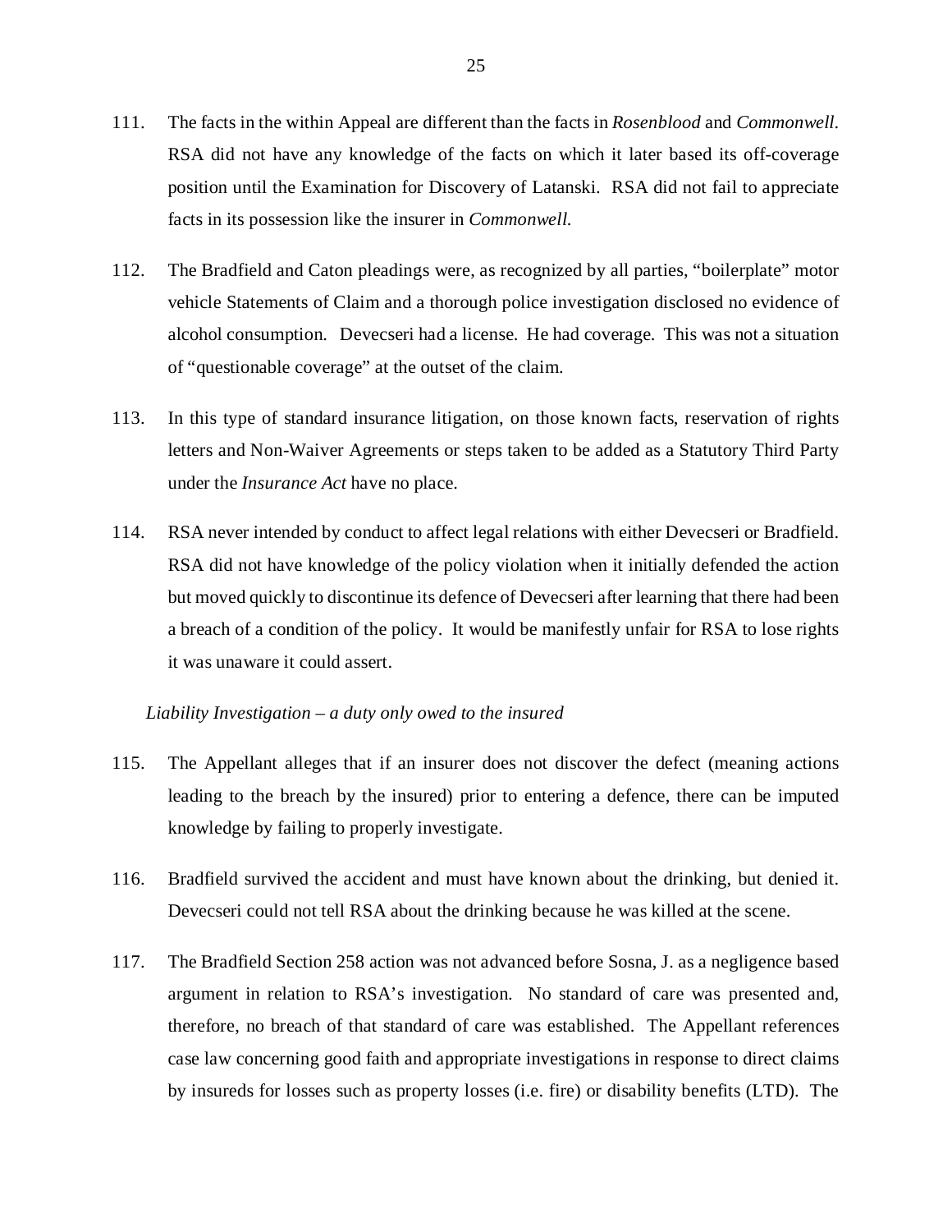111. The facts in the within Appeal are different than the facts in *Rosenblood* and *Commonwell*. RSA did not have any knowledge of the facts on which it later based its off-coverage position until the Examination for Discovery of Latanski. RSA did not fail to appreciate facts in its possession like the insurer in *Commonwell*.

112. The Bradfield and Caton pleadings were, as recognized by all parties, "boilerplate" motor vehicle Statements of Claim and a thorough police investigation disclosed no evidence of alcohol consumption. Devecseri had a license. He had coverage. This was not a situation of "questionable coverage" at the outset of the claim.

113. In this type of standard insurance litigation, on those known facts, reservation of rights letters and Non-Waiver Agreements or steps taken to be added as a Statutory Third Party under the *Insurance Act* have no place.

114. RSA never intended by conduct to affect legal relations with either Devecseri or Bradfield. RSA did not have knowledge of the policy violation when it initially defended the action but moved quickly to discontinue its defence of Devecseri after learning that there had been a breach of a condition of the policy. It would be manifestly unfair for RSA to lose rights it was unaware it could assert.

*Liability Investigation – a duty only owed to the insured*

115. The Appellant alleges that if an insurer does not discover the defect (meaning actions leading to the breach by the insured) prior to entering a defence, there can be imputed knowledge by failing to properly investigate.

116. Bradfield survived the accident and must have known about the drinking, but denied it. Devecseri could not tell RSA about the drinking because he was killed at the scene.

117. The Bradfield Section 258 action was not advanced before Sosna, J. as a negligence based argument in relation to RSA's investigation. No standard of care was presented and, therefore, no breach of that standard of care was established. The Appellant references case law concerning good faith and appropriate investigations in response to direct claims by insureds for losses such as property losses (i.e. fire) or disability benefits (LTD). The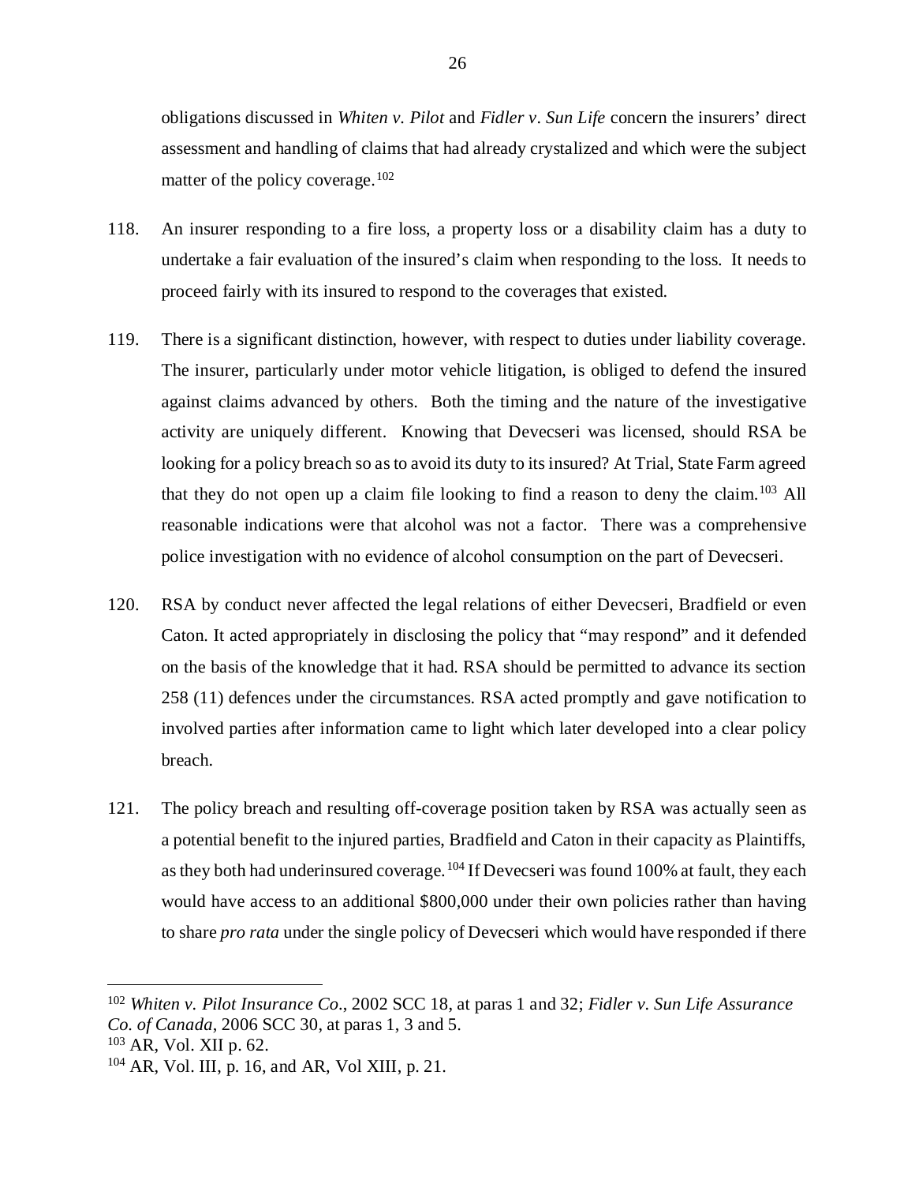obligations discussed in *Whiten v. Pilot* and *Fidler v. Sun Life* concern the insurers' direct assessment and handling of claims that had already crystalized and which were the subject matter of the policy coverage.[102]

118. An insurer responding to a fire loss, a property loss or a disability claim has a duty to undertake a fair evaluation of the insured's claim when responding to the loss. It needs to proceed fairly with its insured to respond to the coverages that existed.

119. There is a significant distinction, however, with respect to duties under liability coverage. The insurer, particularly under motor vehicle litigation, is obliged to defend the insured against claims advanced by others. Both the timing and the nature of the investigative activity are uniquely different. Knowing that Devecseri was licensed, should RSA be looking for a policy breach so as to avoid its duty to its insured? At Trial, State Farm agreed that they do not open up a claim file looking to find a reason to deny the claim.[103] All reasonable indications were that alcohol was not a factor. There was a comprehensive police investigation with no evidence of alcohol consumption on the part of Devecseri.

120. RSA by conduct never affected the legal relations of either Devecseri, Bradfield or even Caton. It acted appropriately in disclosing the policy that "may respond" and it defended on the basis of the knowledge that it had. RSA should be permitted to advance its section 258 (11) defences under the circumstances. RSA acted promptly and gave notification to involved parties after information came to light which later developed into a clear policy breach.

121. The policy breach and resulting off-coverage position taken by RSA was actually seen as a potential benefit to the injured parties, Bradfield and Caton in their capacity as Plaintiffs, as they both had underinsured coverage.[104] If Devecseri was found 100% at fault, they each would have access to an additional \$800,000 under their own policies rather than having to share *pro rata* under the single policy of Devecseri which would have responded if there

---

[102] *Whiten v. Pilot Insurance Co*., 2002 SCC 18, at paras 1 and 32; *Fidler v. Sun Life Assurance Co. of Canada*, 2006 SCC 30, at paras 1, 3 and 5.

[103] AR, Vol. XII p. 62.

[104] AR, Vol. III, p. 16, and AR, Vol XIII, p. 21.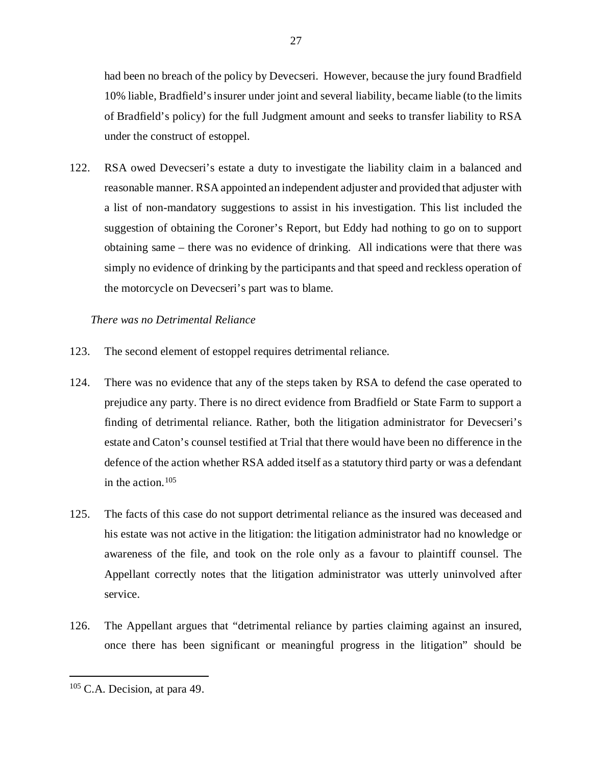had been no breach of the policy by Devecseri. However, because the jury found Bradfield 10% liable, Bradfield's insurer under joint and several liability, became liable (to the limits of Bradfield's policy) for the full Judgment amount and seeks to transfer liability to RSA under the construct of estoppel.

122. RSA owed Devecseri's estate a duty to investigate the liability claim in a balanced and reasonable manner. RSA appointed an independent adjuster and provided that adjuster with a list of non-mandatory suggestions to assist in his investigation. This list included the suggestion of obtaining the Coroner's Report, but Eddy had nothing to go on to support obtaining same – there was no evidence of drinking. All indications were that there was simply no evidence of drinking by the participants and that speed and reckless operation of the motorcycle on Devecseri's part was to blame.

*There was no Detrimental Reliance*

123. The second element of estoppel requires detrimental reliance.

124. There was no evidence that any of the steps taken by RSA to defend the case operated to prejudice any party. There is no direct evidence from Bradfield or State Farm to support a finding of detrimental reliance. Rather, both the litigation administrator for Devecseri's estate and Caton's counsel testified at Trial that there would have been no difference in the defence of the action whether RSA added itself as a statutory third party or was a defendant in the action.[105]

125. The facts of this case do not support detrimental reliance as the insured was deceased and his estate was not active in the litigation: the litigation administrator had no knowledge or awareness of the file, and took on the role only as a favour to plaintiff counsel. The Appellant correctly notes that the litigation administrator was utterly uninvolved after service.

126. The Appellant argues that "detrimental reliance by parties claiming against an insured, once there has been significant or meaningful progress in the litigation" should be

[105] C.A. Decision, at para 49.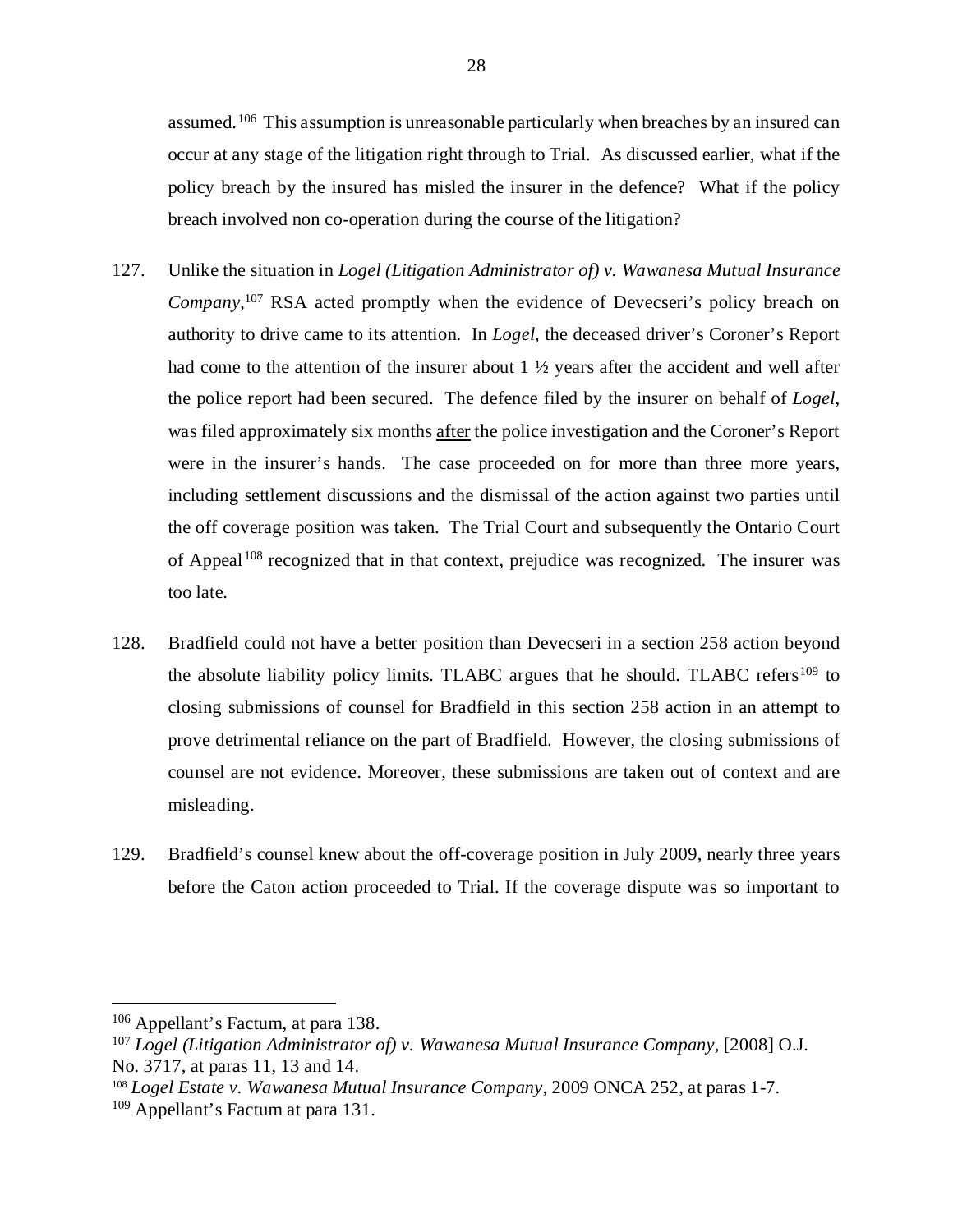assumed.[106] This assumption is unreasonable particularly when breaches by an insured can occur at any stage of the litigation right through to Trial. As discussed earlier, what if the policy breach by the insured has misled the insurer in the defence? What if the policy breach involved non co-operation during the course of the litigation?

127. Unlike the situation in *Logel (Litigation Administrator of) v. Wawanesa Mutual Insurance Company*,[107] RSA acted promptly when the evidence of Devecseri's policy breach on authority to drive came to its attention. In *Logel*, the deceased driver's Coroner's Report had come to the attention of the insurer about 1 ½ years after the accident and well after the police report had been secured. The defence filed by the insurer on behalf of *Logel*, was filed approximately six months after the police investigation and the Coroner's Report were in the insurer's hands. The case proceeded on for more than three more years, including settlement discussions and the dismissal of the action against two parties until the off coverage position was taken. The Trial Court and subsequently the Ontario Court of Appeal[108] recognized that in that context, prejudice was recognized. The insurer was too late.

128. Bradfield could not have a better position than Devecseri in a section 258 action beyond the absolute liability policy limits. TLABC argues that he should. TLABC refers[109] to closing submissions of counsel for Bradfield in this section 258 action in an attempt to prove detrimental reliance on the part of Bradfield. However, the closing submissions of counsel are not evidence. Moreover, these submissions are taken out of context and are misleading.

129. Bradfield's counsel knew about the off-coverage position in July 2009, nearly three years before the Caton action proceeded to Trial. If the coverage dispute was so important to

---

[106] Appellant's Factum, at para 138.

[107] *Logel (Litigation Administrator of) v. Wawanesa Mutual Insurance Company*, [2008] O.J. No. 3717, at paras 11, 13 and 14.

[108] *Logel Estate v. Wawanesa Mutual Insurance Company*, 2009 ONCA 252, at paras 1-7.

[109] Appellant's Factum at para 131.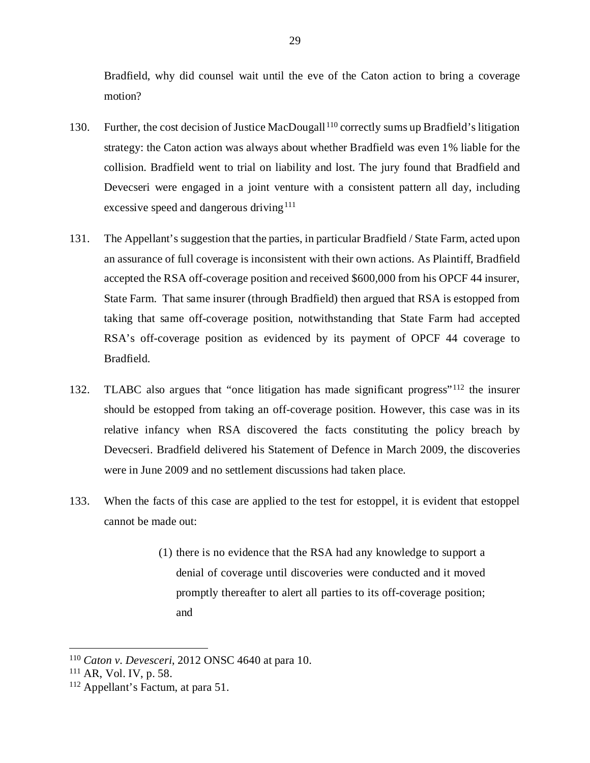Bradfield, why did counsel wait until the eve of the Caton action to bring a coverage motion?

130. Further, the cost decision of Justice MacDougall[110] correctly sums up Bradfield's litigation strategy: the Caton action was always about whether Bradfield was even 1% liable for the collision. Bradfield went to trial on liability and lost. The jury found that Bradfield and Devecseri were engaged in a joint venture with a consistent pattern all day, including excessive speed and dangerous driving[111]

131. The Appellant's suggestion that the parties, in particular Bradfield / State Farm, acted upon an assurance of full coverage is inconsistent with their own actions. As Plaintiff, Bradfield accepted the RSA off-coverage position and received $600,000 from his OPCF 44 insurer, State Farm. That same insurer (through Bradfield) then argued that RSA is estopped from taking that same off-coverage position, notwithstanding that State Farm had accepted RSA's off-coverage position as evidenced by its payment of OPCF 44 coverage to Bradfield.

132. TLABC also argues that "once litigation has made significant progress"[112] the insurer should be estopped from taking an off-coverage position. However, this case was in its relative infancy when RSA discovered the facts constituting the policy breach by Devecseri. Bradfield delivered his Statement of Defence in March 2009, the discoveries were in June 2009 and no settlement discussions had taken place.

133. When the facts of this case are applied to the test for estoppel, it is evident that estoppel cannot be made out:

> (1) there is no evidence that the RSA had any knowledge to support a denial of coverage until discoveries were conducted and it moved promptly thereafter to alert all parties to its off-coverage position; and

---

[110] *Caton v. Devesceri*, 2012 ONSC 4640 at para 10.

[111] AR, Vol. IV, p. 58.

[112] Appellant's Factum, at para 51.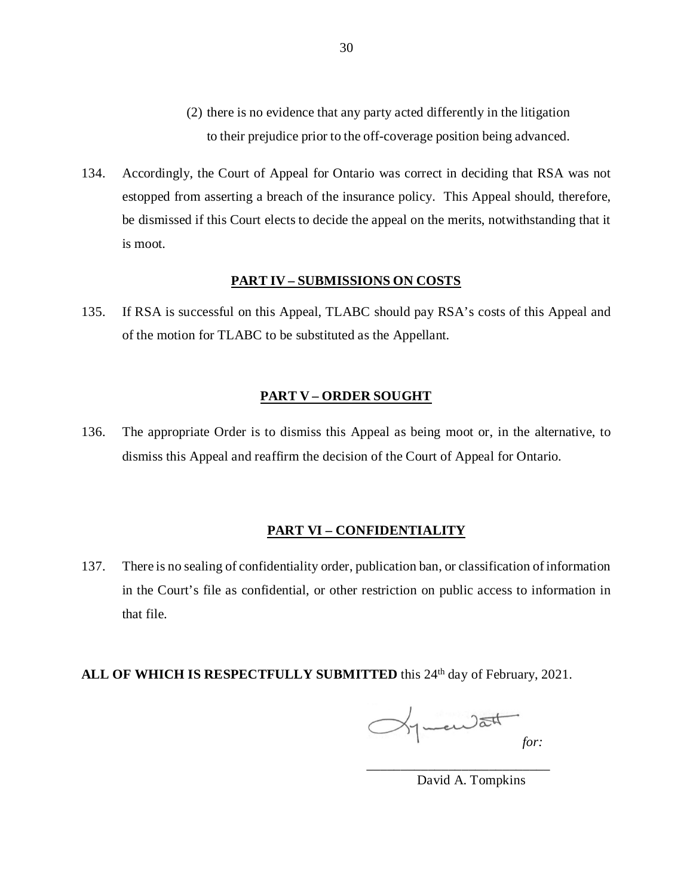(2) there is no evidence that any party acted differently in the litigation to their prejudice prior to the off-coverage position being advanced.

134. Accordingly, the Court of Appeal for Ontario was correct in deciding that RSA was not estopped from asserting a breach of the insurance policy. This Appeal should, therefore, be dismissed if this Court elects to decide the appeal on the merits, notwithstanding that it is moot.

## PART IV – SUBMISSIONS ON COSTS

135. If RSA is successful on this Appeal, TLABC should pay RSA's costs of this Appeal and of the motion for TLABC to be substituted as the Appellant.

## PART V – ORDER SOUGHT

136. The appropriate Order is to dismiss this Appeal as being moot or, in the alternative, to dismiss this Appeal and reaffirm the decision of the Court of Appeal for Ontario.

## PART VI – CONFIDENTIALITY

137. There is no sealing of confidentiality order, publication ban, or classification of information in the Court's file as confidential, or other restriction on public access to information in that file.

**ALL OF WHICH IS RESPECTFULLY SUBMITTED** this 24th day of February, 2021.

*for:*

\_\_\_\_\_\_\_\_\_\_\_\_\_\_\_\_\_\_\_\_\_\_\_\_\_\_\_\_

David A. Tompkins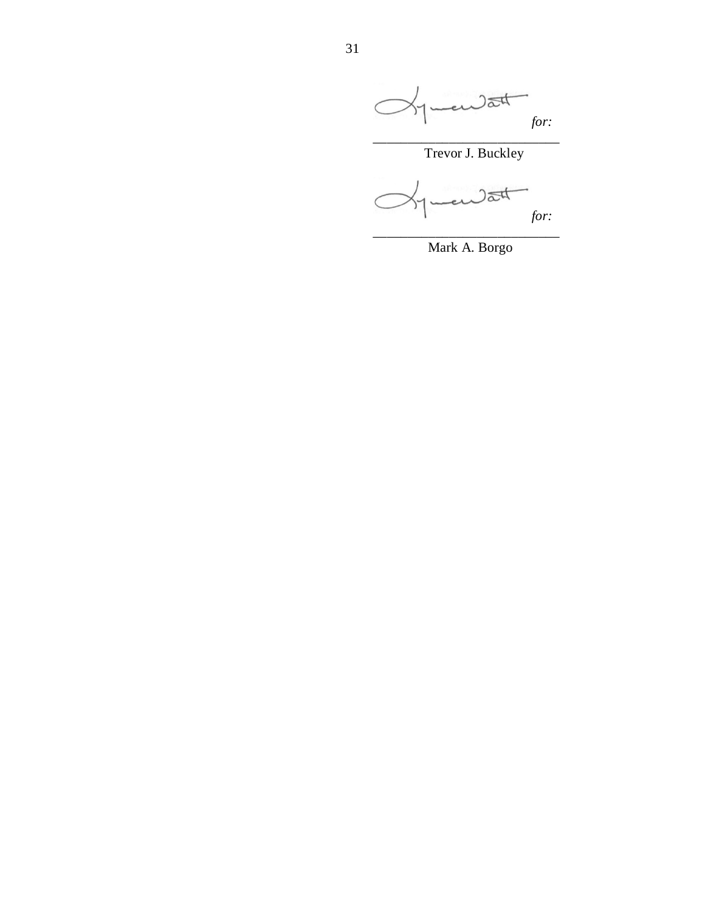*for:*

\_\_\_\_\_\_\_\_\_\_\_\_\_\_\_\_\_\_\_\_\_\_\_\_\_\_\_\_

Trevor J. Buckley

*for:*

\_\_\_\_\_\_\_\_\_\_\_\_\_\_\_\_\_\_\_\_\_\_\_\_\_\_\_\_

Mark A. Borgo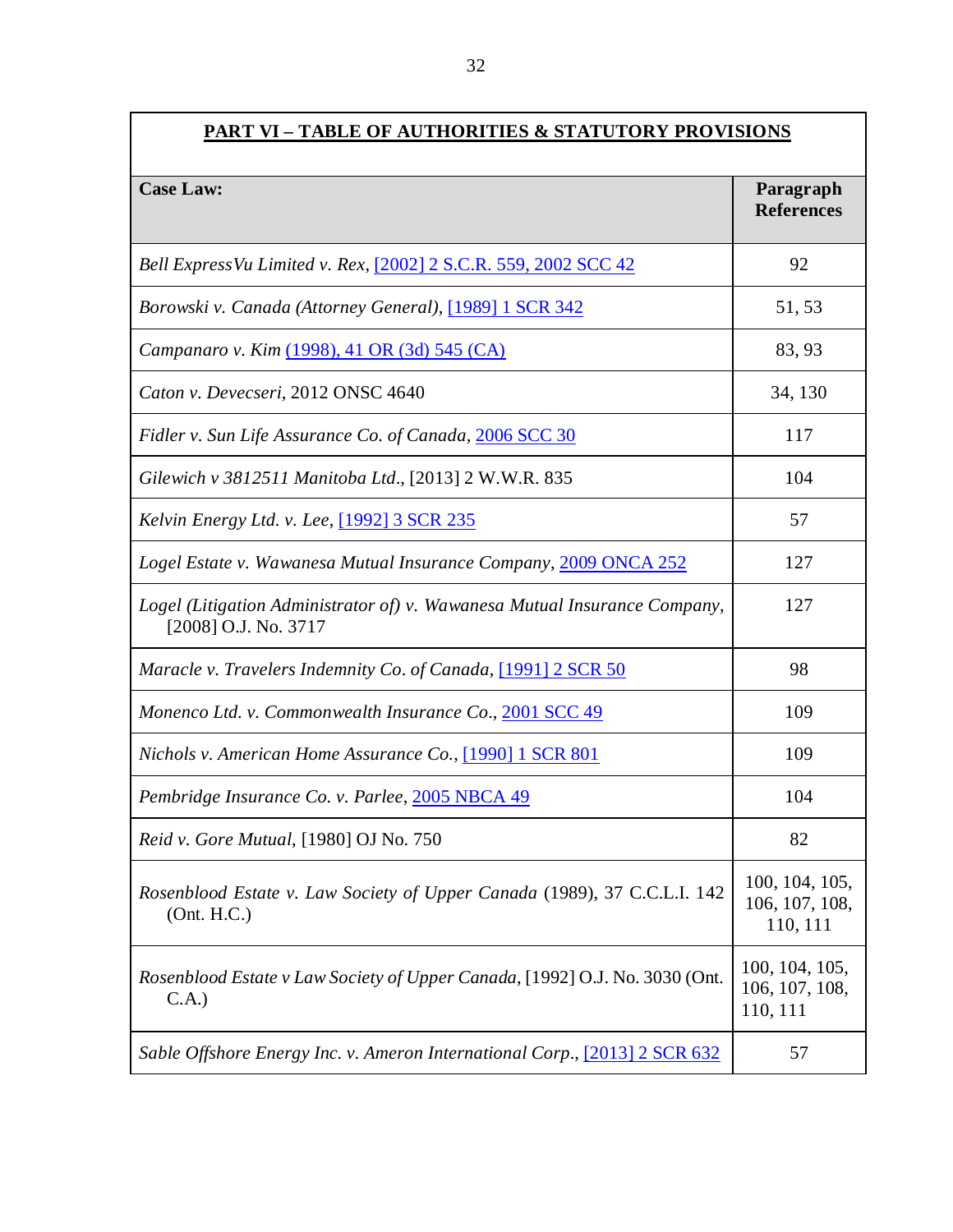## PART VI – TABLE OF AUTHORITIES & STATUTORY PROVISIONS

| Case Law: | Paragraph References |
|---|---|
| *Bell ExpressVu Limited v. Rex*, [2002] 2 S.C.R. 559, 2002 SCC 42 | 92 |
| *Borowski v. Canada (Attorney General)*, [1989] 1 SCR 342 | 51, 53 |
| *Campanaro v. Kim* (1998), 41 OR (3d) 545 (CA) | 83, 93 |
| *Caton v. Devecseri*, 2012 ONSC 4640 | 34, 130 |
| *Fidler v. Sun Life Assurance Co. of Canada*, 2006 SCC 30 | 117 |
| *Gilewich v 3812511 Manitoba Ltd*., [2013] 2 W.W.R. 835 | 104 |
| *Kelvin Energy Ltd. v. Lee*, [1992] 3 SCR 235 | 57 |
| *Logel Estate v. Wawanesa Mutual Insurance Company*, 2009 ONCA 252 | 127 |
| *Logel (Litigation Administrator of) v. Wawanesa Mutual Insurance Company*, [2008] O.J. No. 3717 | 127 |
| *Maracle v. Travelers Indemnity Co. of Canada*, [1991] 2 SCR 50 | 98 |
| *Monenco Ltd. v. Commonwealth Insurance Co*., 2001 SCC 49 | 109 |
| *Nichols v. American Home Assurance Co.*, [1990] 1 SCR 801 | 109 |
| *Pembridge Insurance Co. v. Parlee*, 2005 NBCA 49 | 104 |
| *Reid v. Gore Mutual*, [1980] OJ No. 750 | 82 |
| *Rosenblood Estate v. Law Society of Upper Canada* (1989), 37 C.C.L.I. 142 (Ont. H.C.) | 100, 104, 105, 106, 107, 108, 110, 111 |
| *Rosenblood Estate v Law Society of Upper Canada*, [1992] O.J. No. 3030 (Ont. C.A.) | 100, 104, 105, 106, 107, 108, 110, 111 |
| *Sable Offshore Energy Inc. v. Ameron International Corp*., [2013] 2 SCR 632 | 57 |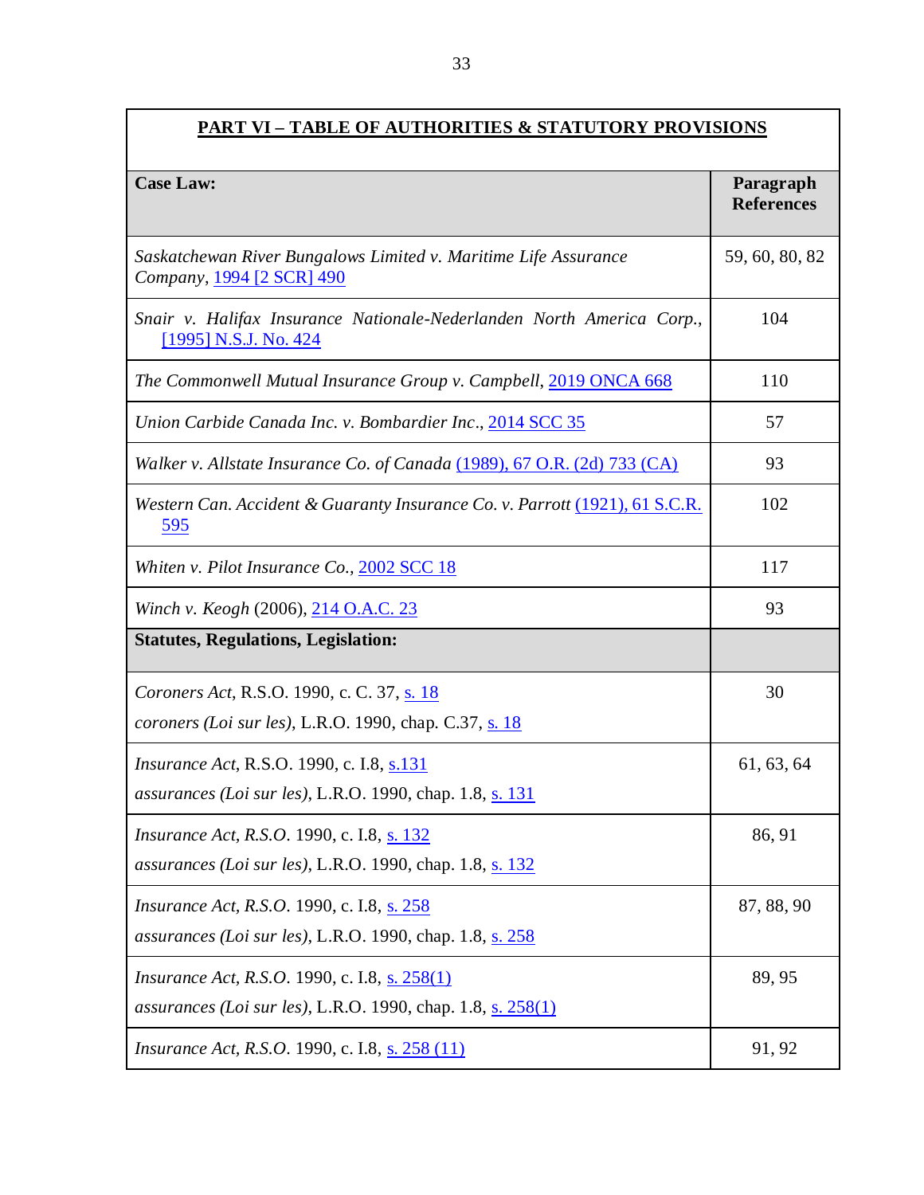**PART VI – TABLE OF AUTHORITIES & STATUTORY PROVISIONS**

| **Case Law:** | **Paragraph References** |
|---|---|
| *Saskatchewan River Bungalows Limited v. Maritime Life Assurance Company*, 1994 [2 SCR] 490 | 59, 60, 80, 82 |
| *Snair v. Halifax Insurance Nationale-Nederlanden North America Corp.*, [1995] N.S.J. No. 424 | 104 |
| *The Commonwell Mutual Insurance Group v. Campbell*, 2019 ONCA 668 | 110 |
| *Union Carbide Canada Inc. v. Bombardier Inc*., 2014 SCC 35 | 57 |
| *Walker v. Allstate Insurance Co. of Canada* (1989), 67 O.R. (2d) 733 (CA) | 93 |
| *Western Can. Accident & Guaranty Insurance Co. v. Parrott* (1921), 61 S.C.R. 595 | 102 |
| *Whiten v. Pilot Insurance Co.,* 2002 SCC 18 | 117 |
| *Winch v. Keogh* (2006), 214 O.A.C. 23 | 93 |
| **Statutes, Regulations, Legislation:** | |
| *Coroners Act*, R.S.O. 1990, c. C. 37, s. 18<br>*coroners (Loi sur les)*, L.R.O. 1990, chap. C.37, s. 18 | 30 |
| *Insurance Act*, R.S.O. 1990, c. I.8, s.131<br>*assurances (Loi sur les)*, L.R.O. 1990, chap. 1.8, s. 131 | 61, 63, 64 |
| *Insurance Act, R.S.O*. 1990, c. I.8, s. 132<br>*assurances (Loi sur les)*, L.R.O. 1990, chap. 1.8, s. 132 | 86, 91 |
| *Insurance Act, R.S.O*. 1990, c. I.8, s. 258<br>*assurances (Loi sur les)*, L.R.O. 1990, chap. 1.8, s. 258 | 87, 88, 90 |
| *Insurance Act, R.S.O*. 1990, c. I.8, s. 258(1)<br>*assurances (Loi sur les)*, L.R.O. 1990, chap. 1.8, s. 258(1) | 89, 95 |
| *Insurance Act, R.S.O*. 1990, c. I.8, s. 258 (11) | 91, 92 |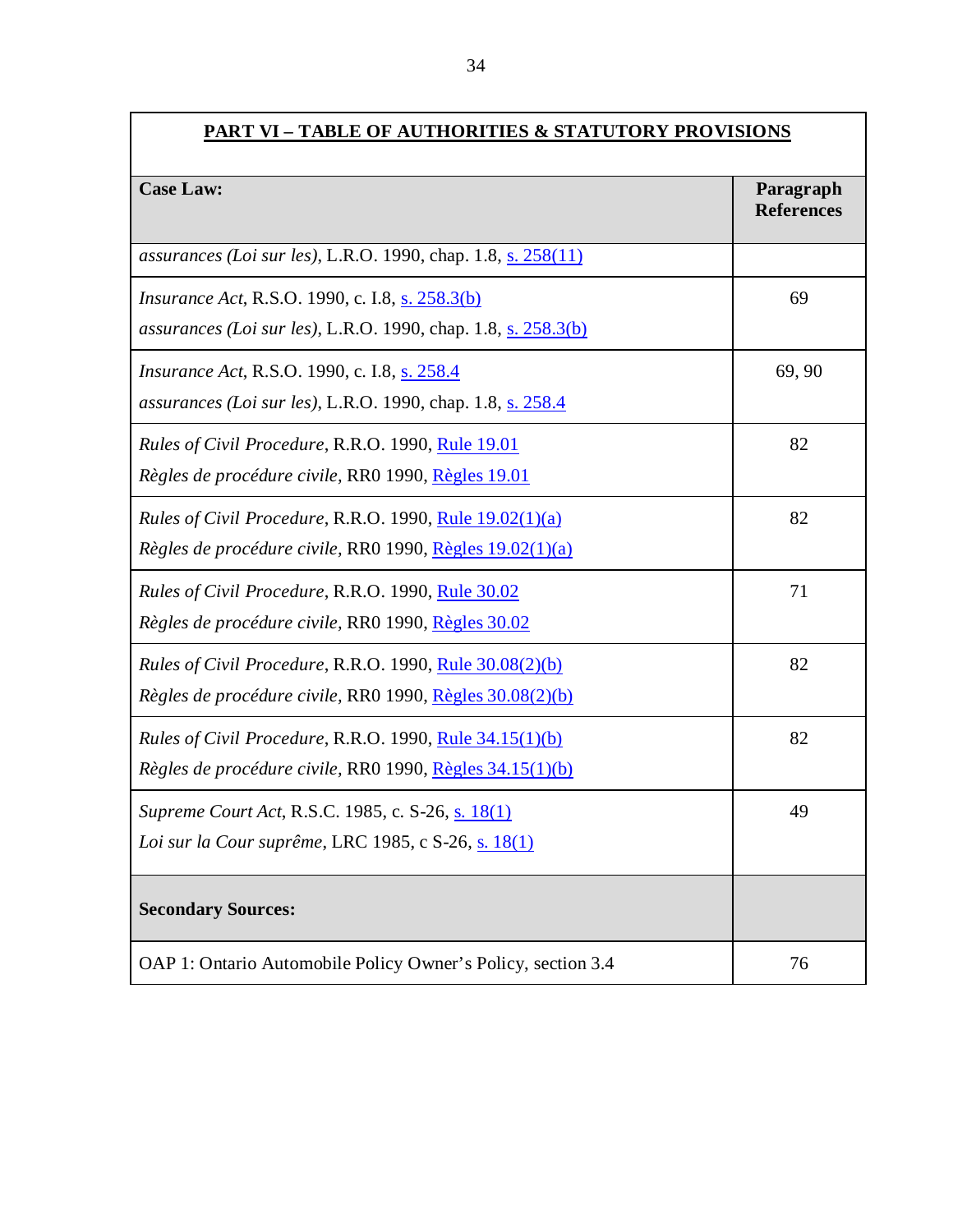| **PART VI – TABLE OF AUTHORITIES & STATUTORY PROVISIONS** | |
|---|---|
| **Case Law:** | **Paragraph References** |
| *assurances (Loi sur les)*, L.R.O. 1990, chap. 1.8, s. 258(11) | |
| *Insurance Act*, R.S.O. 1990, c. I.8, s. 258.3(b)<br>*assurances (Loi sur les)*, L.R.O. 1990, chap. 1.8, s. 258.3(b) | 69 |
| *Insurance Act*, R.S.O. 1990, c. I.8, s. 258.4<br>*assurances (Loi sur les)*, L.R.O. 1990, chap. 1.8, s. 258.4 | 69, 90 |
| *Rules of Civil Procedure*, R.R.O. 1990, Rule 19.01<br>*Règles de procédure civile*, RR0 1990, Règles 19.01 | 82 |
| *Rules of Civil Procedure*, R.R.O. 1990, Rule 19.02(1)(a)<br>*Règles de procédure civile*, RR0 1990, Règles 19.02(1)(a) | 82 |
| *Rules of Civil Procedure*, R.R.O. 1990, Rule 30.02<br>*Règles de procédure civile*, RR0 1990, Règles 30.02 | 71 |
| *Rules of Civil Procedure*, R.R.O. 1990, Rule 30.08(2)(b)<br>*Règles de procédure civile*, RR0 1990, Règles 30.08(2)(b) | 82 |
| *Rules of Civil Procedure*, R.R.O. 1990, Rule 34.15(1)(b)<br>*Règles de procédure civile*, RR0 1990, Règles 34.15(1)(b) | 82 |
| *Supreme Court Act*, R.S.C. 1985, c. S-26, s. 18(1)<br>*Loi sur la Cour suprême*, LRC 1985, c S-26, s. 18(1) | 49 |
| **Secondary Sources:** | |
| OAP 1: Ontario Automobile Policy Owner's Policy, section 3.4 | 76 |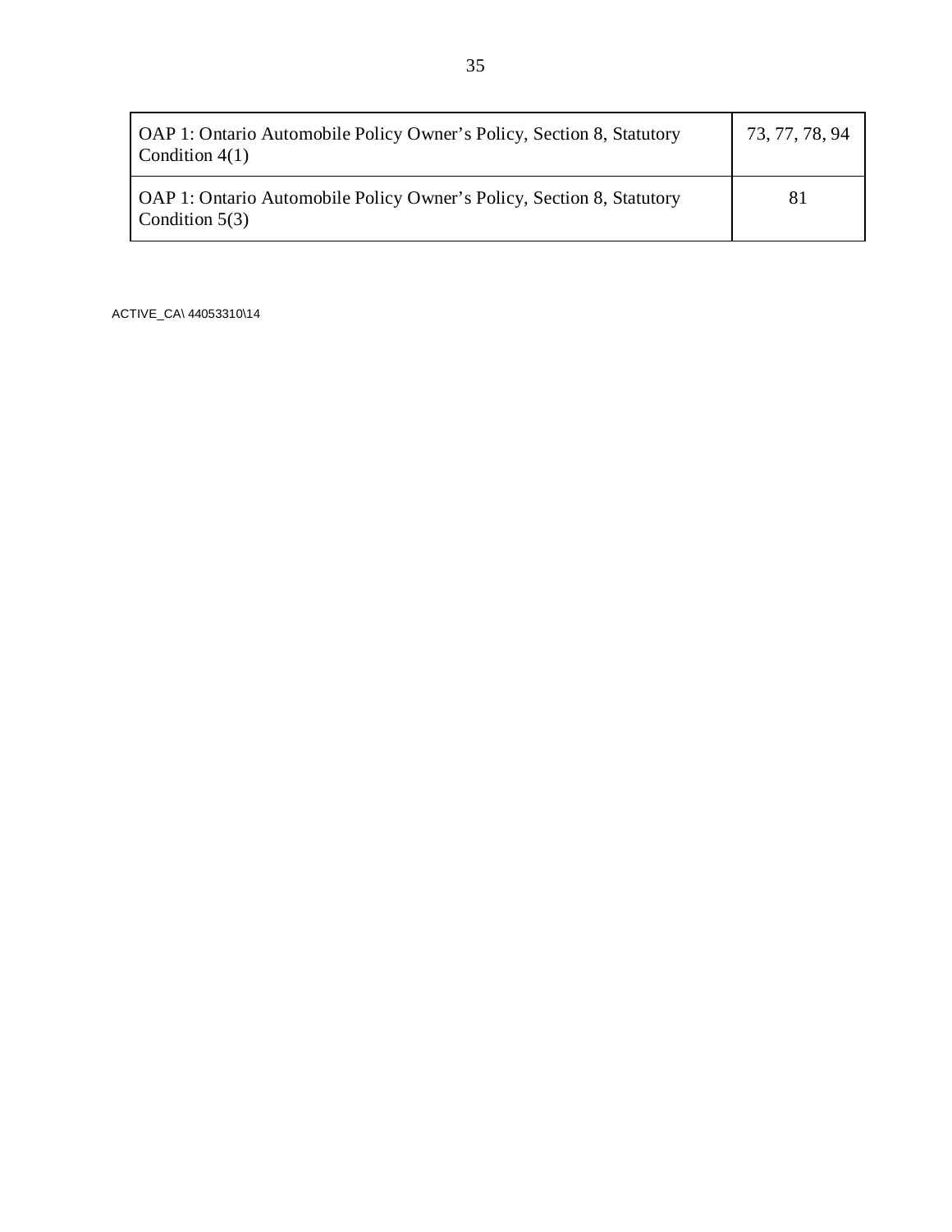| | |
|---|---|
| OAP 1: Ontario Automobile Policy Owner's Policy, Section 8, Statutory Condition 4(1) | 73, 77, 78, 94 |
| OAP 1: Ontario Automobile Policy Owner's Policy, Section 8, Statutory Condition 5(3) | 81 |

ACTIVE_CA\ 44053310\14